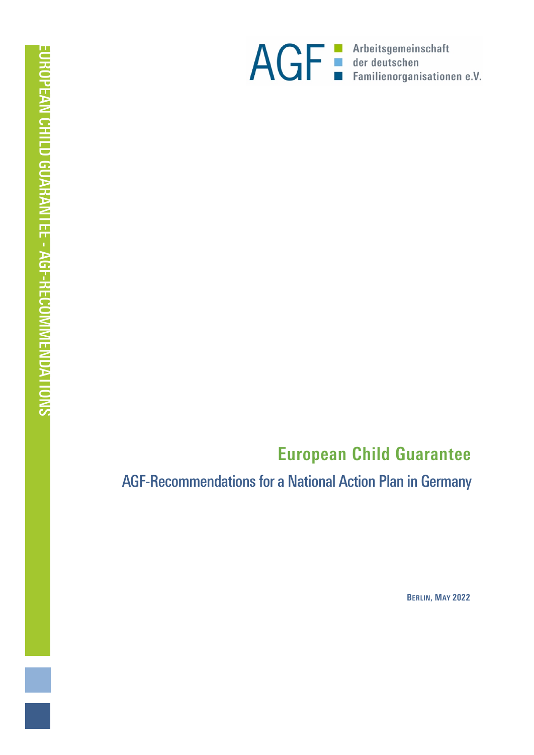AGF Arbeitsgemeinschaft der deutschen Familienorganisationen e.V.

EUROPEAN CHILD GUARANTEE - AGF-RECOMMENDATIONS

# European Child Guarantee

## AGF-Recommendations for a National Action Plan in Germany

**BERLIN, MAY 2022**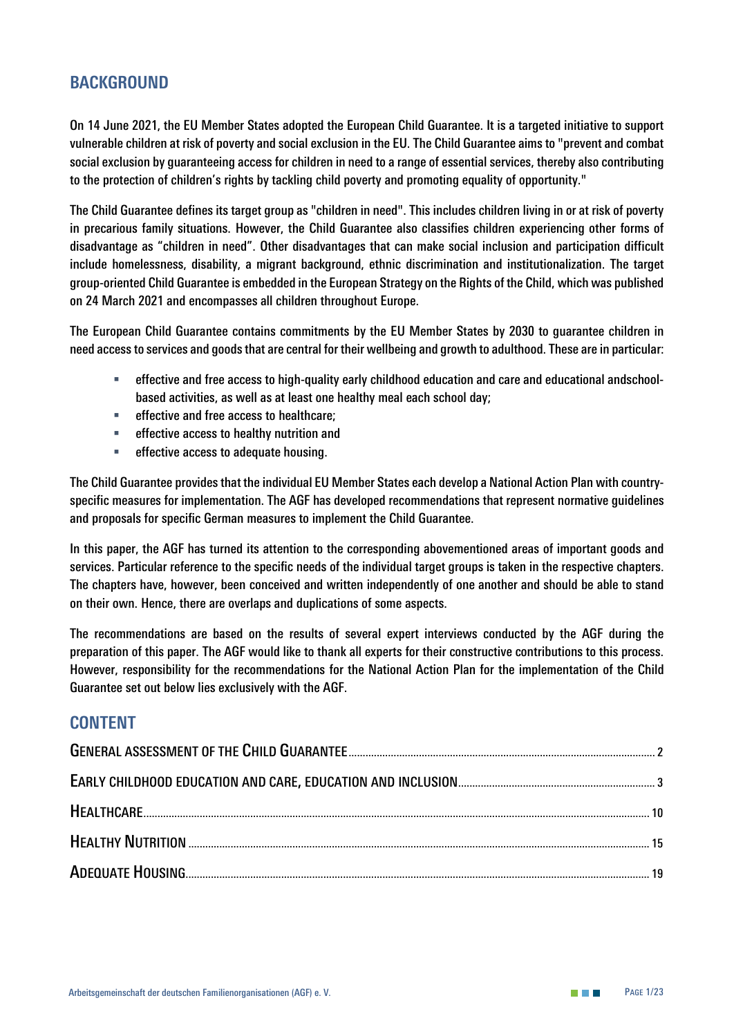## BACKGROUND

On 14 June 2021, the EU Member States adopted the European Child Guarantee. It is a targeted initiative to support vulnerable children at risk of poverty and social exclusion in the EU. The Child Guarantee aims to "prevent and combat social exclusion by guaranteeing access for children in need to a range of essential services, thereby also contributing to the protection of children's rights by tackling child poverty and promoting equality of opportunity."

The Child Guarantee defines its target group as "children in need". This includes children living in or at risk of poverty in precarious family situations. However, the Child Guarantee also classifies children experiencing other forms of disadvantage as "children in need". Other disadvantages that can make social inclusion and participation difficult include homelessness, disability, a migrant background, ethnic discrimination and institutionalization. The target group-oriented Child Guarantee is embedded in the European Strategy on the Rights of the Child, which was published on 24 March 2021 and encompasses all children throughout Europe.

The European Child Guarantee contains commitments by the EU Member States by 2030 to guarantee children in need access to services and goods that are central for their wellbeing and growth to adulthood. These are in particular:

- effective and free access to high-quality early childhood education and care and educational andschool-based activities, as well as at least one healthy meal each school day;
- effective and free access to healthcare;
- effective access to healthy nutrition and
- effective access to adequate housing.

The Child Guarantee provides that the individual EU Member States each develop a National Action Plan with country-specific measures for implementation. The AGF has developed recommendations that represent normative guidelines and proposals for specific German measures to implement the Child Guarantee.

In this paper, the AGF has turned its attention to the corresponding abovementioned areas of important goods and services. Particular reference to the specific needs of the individual target groups is taken in the respective chapters. The chapters have, however, been conceived and written independently of one another and should be able to stand on their own. Hence, there are overlaps and duplications of some aspects.

The recommendations are based on the results of several expert interviews conducted by the AGF during the preparation of this paper. The AGF would like to thank all experts for their constructive contributions to this process. However, responsibility for the recommendations for the National Action Plan for the implementation of the Child Guarantee set out below lies exclusively with the AGF.

## CONTENT

| | |
|---|---|
| General assessment of the Child Guarantee | 2 |
| Early childhood education and care, education and inclusion | 3 |
| Healthcare | 10 |
| Healthy Nutrition | 15 |
| Adequate Housing | 19 |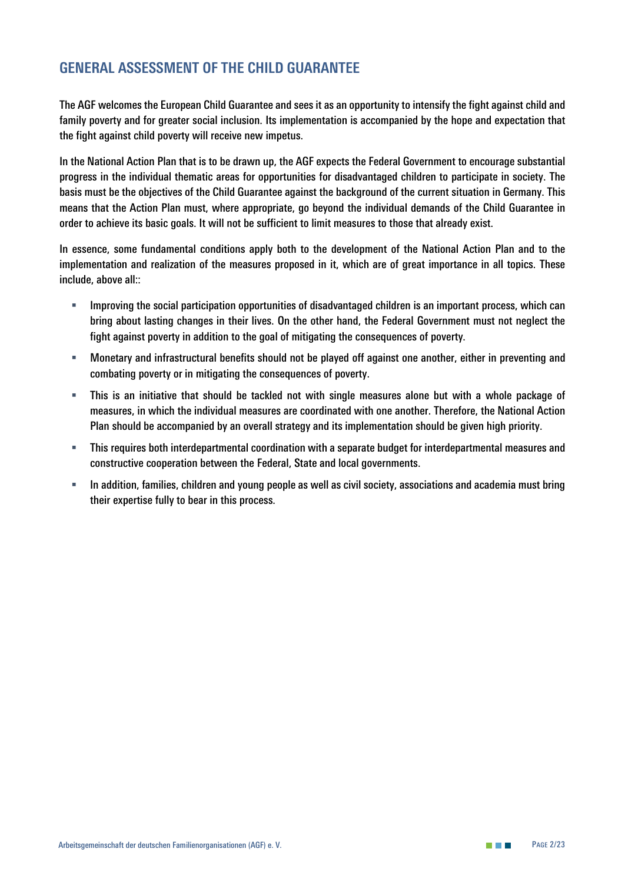## GENERAL ASSESSMENT OF THE CHILD GUARANTEE

The AGF welcomes the European Child Guarantee and sees it as an opportunity to intensify the fight against child and family poverty and for greater social inclusion. Its implementation is accompanied by the hope and expectation that the fight against child poverty will receive new impetus.

In the National Action Plan that is to be drawn up, the AGF expects the Federal Government to encourage substantial progress in the individual thematic areas for opportunities for disadvantaged children to participate in society. The basis must be the objectives of the Child Guarantee against the background of the current situation in Germany. This means that the Action Plan must, where appropriate, go beyond the individual demands of the Child Guarantee in order to achieve its basic goals. It will not be sufficient to limit measures to those that already exist.

In essence, some fundamental conditions apply both to the development of the National Action Plan and to the implementation and realization of the measures proposed in it, which are of great importance in all topics. These include, above all::

- Improving the social participation opportunities of disadvantaged children is an important process, which can bring about lasting changes in their lives. On the other hand, the Federal Government must not neglect the fight against poverty in addition to the goal of mitigating the consequences of poverty.
- Monetary and infrastructural benefits should not be played off against one another, either in preventing and combating poverty or in mitigating the consequences of poverty.
- This is an initiative that should be tackled not with single measures alone but with a whole package of measures, in which the individual measures are coordinated with one another. Therefore, the National Action Plan should be accompanied by an overall strategy and its implementation should be given high priority.
- This requires both interdepartmental coordination with a separate budget for interdepartmental measures and constructive cooperation between the Federal, State and local governments.
- In addition, families, children and young people as well as civil society, associations and academia must bring their expertise fully to bear in this process.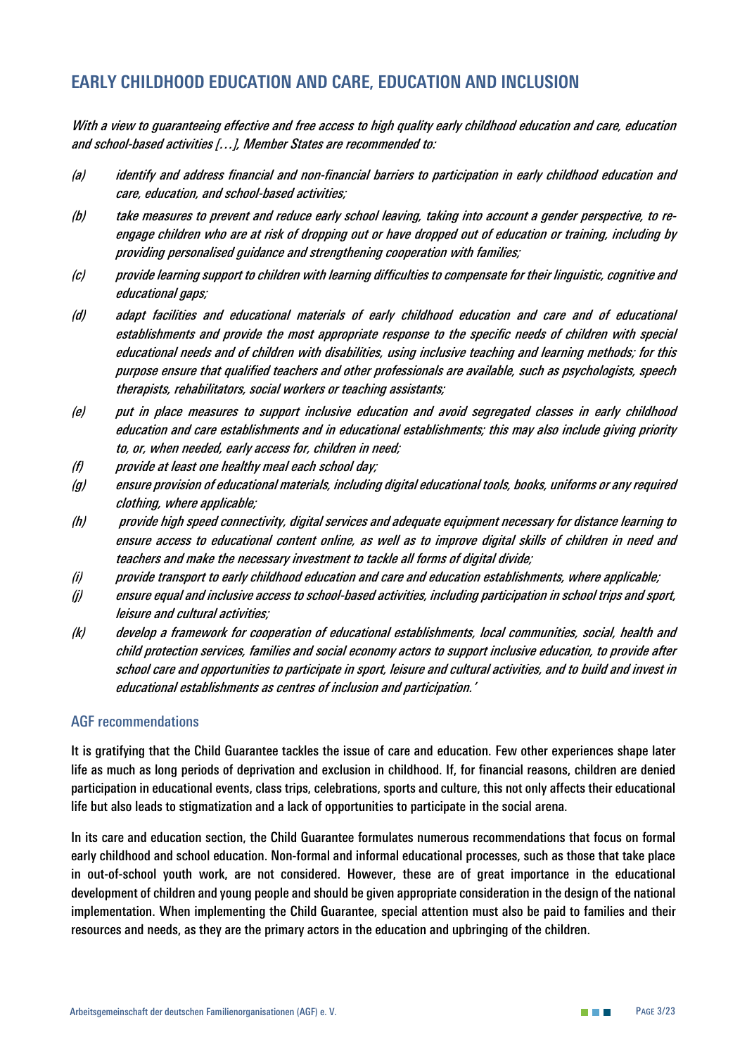## EARLY CHILDHOOD EDUCATION AND CARE, EDUCATION AND INCLUSION

*With a view to guaranteeing effective and free access to high quality early childhood education and care, education and school-based activities […], Member States are recommended to:*

*(a) identify and address financial and non-financial barriers to participation in early childhood education and care, education, and school-based activities;*

*(b) take measures to prevent and reduce early school leaving, taking into account a gender perspective, to re-engage children who are at risk of dropping out or have dropped out of education or training, including by providing personalised guidance and strengthening cooperation with families;*

*(c) provide learning support to children with learning difficulties to compensate for their linguistic, cognitive and educational gaps;*

*(d) adapt facilities and educational materials of early childhood education and care and of educational establishments and provide the most appropriate response to the specific needs of children with special educational needs and of children with disabilities, using inclusive teaching and learning methods; for this purpose ensure that qualified teachers and other professionals are available, such as psychologists, speech therapists, rehabilitators, social workers or teaching assistants;*

*(e) put in place measures to support inclusive education and avoid segregated classes in early childhood education and care establishments and in educational establishments; this may also include giving priority to, or, when needed, early access for, children in need;*

*(f) provide at least one healthy meal each school day;*

*(g) ensure provision of educational materials, including digital educational tools, books, uniforms or any required clothing, where applicable;*

*(h) provide high speed connectivity, digital services and adequate equipment necessary for distance learning to ensure access to educational content online, as well as to improve digital skills of children in need and teachers and make the necessary investment to tackle all forms of digital divide;*

*(i) provide transport to early childhood education and care and education establishments, where applicable;*

*(j) ensure equal and inclusive access to school-based activities, including participation in school trips and sport, leisure and cultural activities;*

*(k) develop a framework for cooperation of educational establishments, local communities, social, health and child protection services, families and social economy actors to support inclusive education, to provide after school care and opportunities to participate in sport, leisure and cultural activities, and to build and invest in educational establishments as centres of inclusion and participation.'*

### AGF recommendations

It is gratifying that the Child Guarantee tackles the issue of care and education. Few other experiences shape later life as much as long periods of deprivation and exclusion in childhood. If, for financial reasons, children are denied participation in educational events, class trips, celebrations, sports and culture, this not only affects their educational life but also leads to stigmatization and a lack of opportunities to participate in the social arena.

In its care and education section, the Child Guarantee formulates numerous recommendations that focus on formal early childhood and school education. Non-formal and informal educational processes, such as those that take place in out-of-school youth work, are not considered. However, these are of great importance in the educational development of children and young people and should be given appropriate consideration in the design of the national implementation. When implementing the Child Guarantee, special attention must also be paid to families and their resources and needs, as they are the primary actors in the education and upbringing of the children.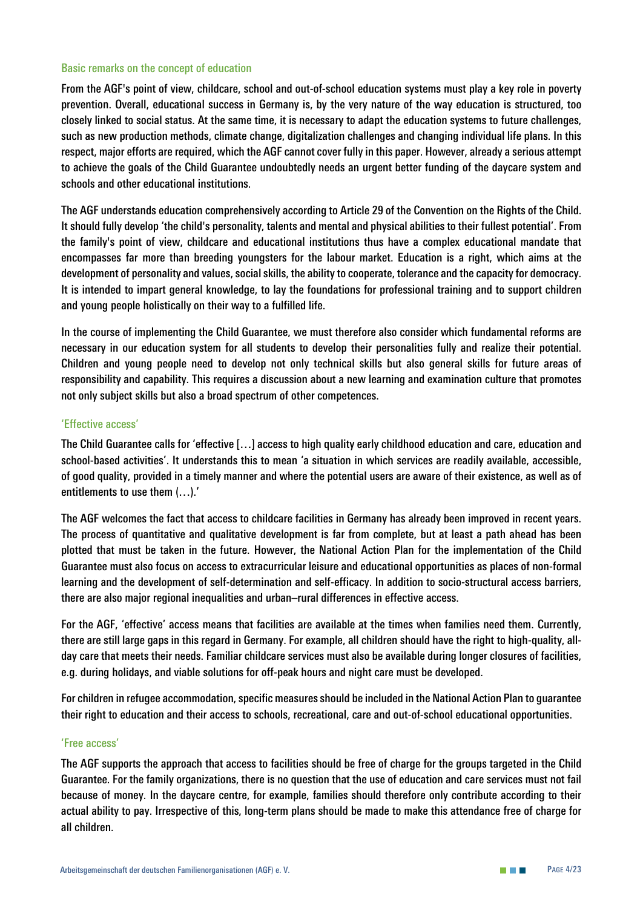### Basic remarks on the concept of education

From the AGF's point of view, childcare, school and out-of-school education systems must play a key role in poverty prevention. Overall, educational success in Germany is, by the very nature of the way education is structured, too closely linked to social status. At the same time, it is necessary to adapt the education systems to future challenges, such as new production methods, climate change, digitalization challenges and changing individual life plans. In this respect, major efforts are required, which the AGF cannot cover fully in this paper. However, already a serious attempt to achieve the goals of the Child Guarantee undoubtedly needs an urgent better funding of the daycare system and schools and other educational institutions.

The AGF understands education comprehensively according to Article 29 of the Convention on the Rights of the Child. It should fully develop 'the child's personality, talents and mental and physical abilities to their fullest potential'. From the family's point of view, childcare and educational institutions thus have a complex educational mandate that encompasses far more than breeding youngsters for the labour market. Education is a right, which aims at the development of personality and values, social skills, the ability to cooperate, tolerance and the capacity for democracy. It is intended to impart general knowledge, to lay the foundations for professional training and to support children and young people holistically on their way to a fulfilled life.

In the course of implementing the Child Guarantee, we must therefore also consider which fundamental reforms are necessary in our education system for all students to develop their personalities fully and realize their potential. Children and young people need to develop not only technical skills but also general skills for future areas of responsibility and capability. This requires a discussion about a new learning and examination culture that promotes not only subject skills but also a broad spectrum of other competences.

### 'Effective access'

The Child Guarantee calls for 'effective […] access to high quality early childhood education and care, education and school-based activities'. It understands this to mean 'a situation in which services are readily available, accessible, of good quality, provided in a timely manner and where the potential users are aware of their existence, as well as of entitlements to use them (…).'

The AGF welcomes the fact that access to childcare facilities in Germany has already been improved in recent years. The process of quantitative and qualitative development is far from complete, but at least a path ahead has been plotted that must be taken in the future. However, the National Action Plan for the implementation of the Child Guarantee must also focus on access to extracurricular leisure and educational opportunities as places of non-formal learning and the development of self-determination and self-efficacy. In addition to socio-structural access barriers, there are also major regional inequalities and urban–rural differences in effective access.

For the AGF, 'effective' access means that facilities are available at the times when families need them. Currently, there are still large gaps in this regard in Germany. For example, all children should have the right to high-quality, all-day care that meets their needs. Familiar childcare services must also be available during longer closures of facilities, e.g. during holidays, and viable solutions for off-peak hours and night care must be developed.

For children in refugee accommodation, specific measures should be included in the National Action Plan to guarantee their right to education and their access to schools, recreational, care and out-of-school educational opportunities.

### 'Free access'

The AGF supports the approach that access to facilities should be free of charge for the groups targeted in the Child Guarantee. For the family organizations, there is no question that the use of education and care services must not fail because of money. In the daycare centre, for example, families should therefore only contribute according to their actual ability to pay. Irrespective of this, long-term plans should be made to make this attendance free of charge for all children.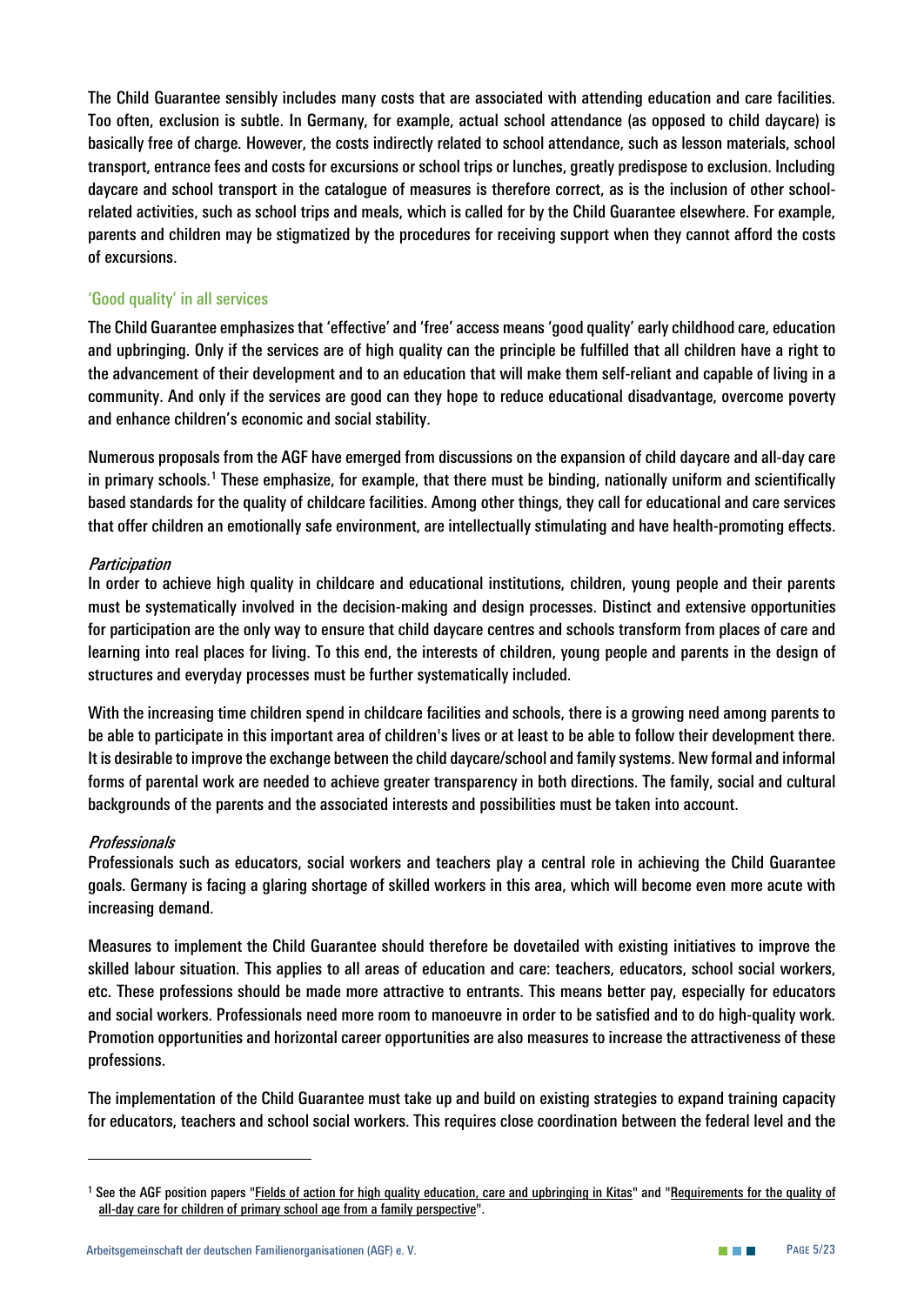The Child Guarantee sensibly includes many costs that are associated with attending education and care facilities. Too often, exclusion is subtle. In Germany, for example, actual school attendance (as opposed to child daycare) is basically free of charge. However, the costs indirectly related to school attendance, such as lesson materials, school transport, entrance fees and costs for excursions or school trips or lunches, greatly predispose to exclusion. Including daycare and school transport in the catalogue of measures is therefore correct, as is the inclusion of other school-related activities, such as school trips and meals, which is called for by the Child Guarantee elsewhere. For example, parents and children may be stigmatized by the procedures for receiving support when they cannot afford the costs of excursions.

### 'Good quality' in all services

The Child Guarantee emphasizes that 'effective' and 'free' access means 'good quality' early childhood care, education and upbringing. Only if the services are of high quality can the principle be fulfilled that all children have a right to the advancement of their development and to an education that will make them self-reliant and capable of living in a community. And only if the services are good can they hope to reduce educational disadvantage, overcome poverty and enhance children's economic and social stability.

Numerous proposals from the AGF have emerged from discussions on the expansion of child daycare and all-day care in primary schools.[1] These emphasize, for example, that there must be binding, nationally uniform and scientifically based standards for the quality of childcare facilities. Among other things, they call for educational and care services that offer children an emotionally safe environment, are intellectually stimulating and have health-promoting effects.

*Participation*

In order to achieve high quality in childcare and educational institutions, children, young people and their parents must be systematically involved in the decision-making and design processes. Distinct and extensive opportunities for participation are the only way to ensure that child daycare centres and schools transform from places of care and learning into real places for living. To this end, the interests of children, young people and parents in the design of structures and everyday processes must be further systematically included.

With the increasing time children spend in childcare facilities and schools, there is a growing need among parents to be able to participate in this important area of children's lives or at least to be able to follow their development there. It is desirable to improve the exchange between the child daycare/school and family systems. New formal and informal forms of parental work are needed to achieve greater transparency in both directions. The family, social and cultural backgrounds of the parents and the associated interests and possibilities must be taken into account.

*Professionals*

Professionals such as educators, social workers and teachers play a central role in achieving the Child Guarantee goals. Germany is facing a glaring shortage of skilled workers in this area, which will become even more acute with increasing demand.

Measures to implement the Child Guarantee should therefore be dovetailed with existing initiatives to improve the skilled labour situation. This applies to all areas of education and care: teachers, educators, school social workers, etc. These professions should be made more attractive to entrants. This means better pay, especially for educators and social workers. Professionals need more room to manoeuvre in order to be satisfied and to do high-quality work. Promotion opportunities and horizontal career opportunities are also measures to increase the attractiveness of these professions.

The implementation of the Child Guarantee must take up and build on existing strategies to expand training capacity for educators, teachers and school social workers. This requires close coordination between the federal level and the

---

[1] See the AGF position papers "Fields of action for high quality education, care and upbringing in Kitas" and "Requirements for the quality of all-day care for children of primary school age from a family perspective".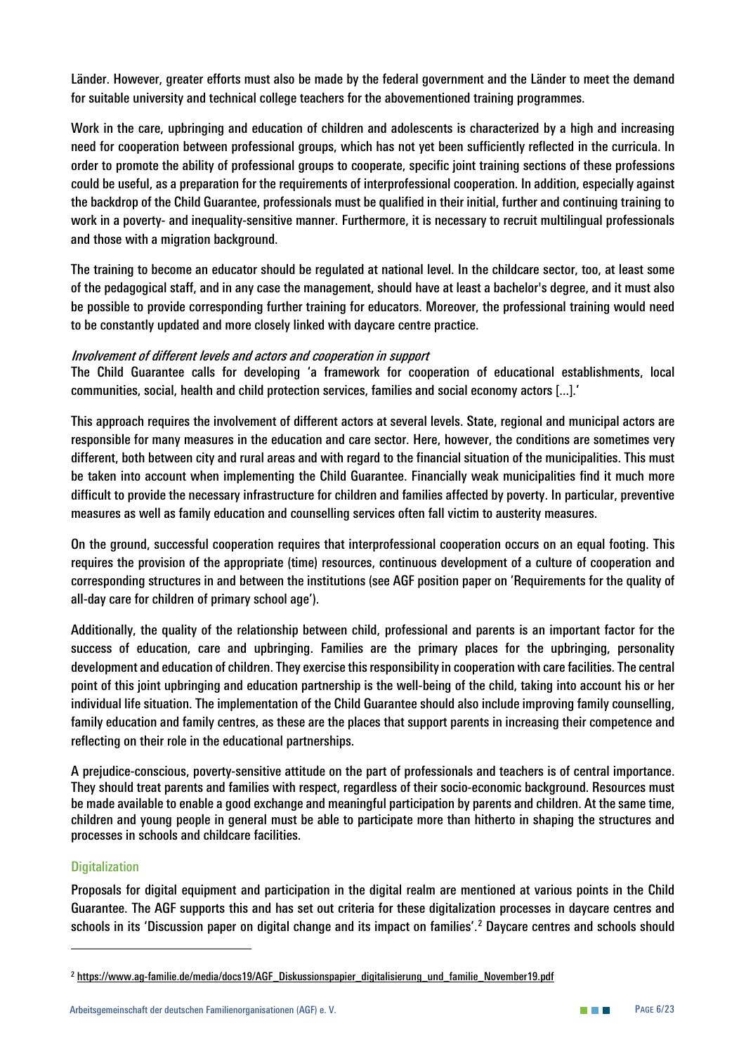Länder. However, greater efforts must also be made by the federal government and the Länder to meet the demand for suitable university and technical college teachers for the abovementioned training programmes.

Work in the care, upbringing and education of children and adolescents is characterized by a high and increasing need for cooperation between professional groups, which has not yet been sufficiently reflected in the curricula. In order to promote the ability of professional groups to cooperate, specific joint training sections of these professions could be useful, as a preparation for the requirements of interprofessional cooperation. In addition, especially against the backdrop of the Child Guarantee, professionals must be qualified in their initial, further and continuing training to work in a poverty- and inequality-sensitive manner. Furthermore, it is necessary to recruit multilingual professionals and those with a migration background.

The training to become an educator should be regulated at national level. In the childcare sector, too, at least some of the pedagogical staff, and in any case the management, should have at least a bachelor's degree, and it must also be possible to provide corresponding further training for educators. Moreover, the professional training would need to be constantly updated and more closely linked with daycare centre practice.

*Involvement of different levels and actors and cooperation in support*

The Child Guarantee calls for developing 'a framework for cooperation of educational establishments, local communities, social, health and child protection services, families and social economy actors [...].'

This approach requires the involvement of different actors at several levels. State, regional and municipal actors are responsible for many measures in the education and care sector. Here, however, the conditions are sometimes very different, both between city and rural areas and with regard to the financial situation of the municipalities. This must be taken into account when implementing the Child Guarantee. Financially weak municipalities find it much more difficult to provide the necessary infrastructure for children and families affected by poverty. In particular, preventive measures as well as family education and counselling services often fall victim to austerity measures.

On the ground, successful cooperation requires that interprofessional cooperation occurs on an equal footing. This requires the provision of the appropriate (time) resources, continuous development of a culture of cooperation and corresponding structures in and between the institutions (see AGF position paper on 'Requirements for the quality of all-day care for children of primary school age').

Additionally, the quality of the relationship between child, professional and parents is an important factor for the success of education, care and upbringing. Families are the primary places for the upbringing, personality development and education of children. They exercise this responsibility in cooperation with care facilities. The central point of this joint upbringing and education partnership is the well-being of the child, taking into account his or her individual life situation. The implementation of the Child Guarantee should also include improving family counselling, family education and family centres, as these are the places that support parents in increasing their competence and reflecting on their role in the educational partnerships.

A prejudice-conscious, poverty-sensitive attitude on the part of professionals and teachers is of central importance. They should treat parents and families with respect, regardless of their socio-economic background. Resources must be made available to enable a good exchange and meaningful participation by parents and children. At the same time, children and young people in general must be able to participate more than hitherto in shaping the structures and processes in schools and childcare facilities.

### Digitalization

Proposals for digital equipment and participation in the digital realm are mentioned at various points in the Child Guarantee. The AGF supports this and has set out criteria for these digitalization processes in daycare centres and schools in its 'Discussion paper on digital change and its impact on families'.[2] Daycare centres and schools should

---

[2] https://www.ag-familie.de/media/docs19/AGF_Diskussionspapier_digitalisierung_und_familie_November19.pdf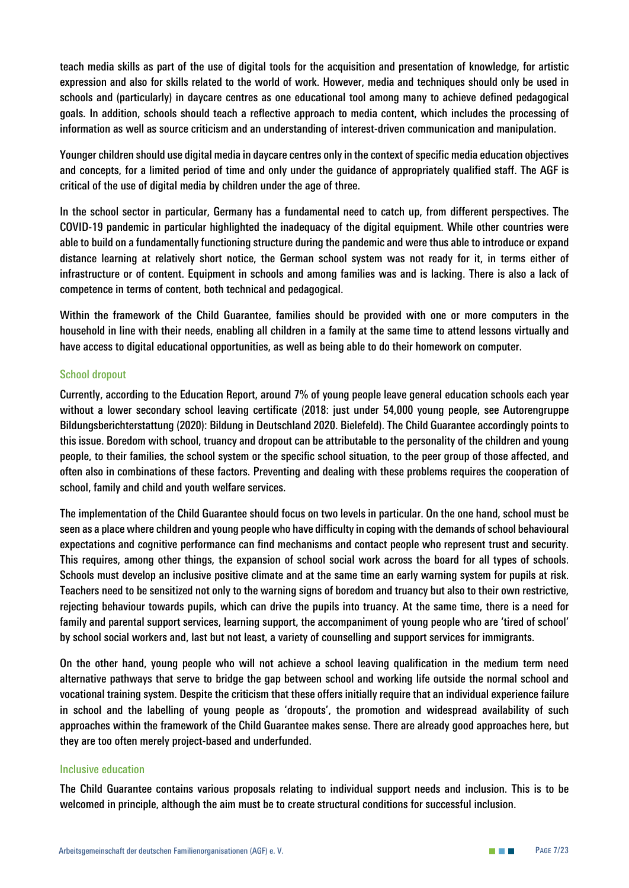teach media skills as part of the use of digital tools for the acquisition and presentation of knowledge, for artistic expression and also for skills related to the world of work. However, media and techniques should only be used in schools and (particularly) in daycare centres as one educational tool among many to achieve defined pedagogical goals. In addition, schools should teach a reflective approach to media content, which includes the processing of information as well as source criticism and an understanding of interest-driven communication and manipulation.

Younger children should use digital media in daycare centres only in the context of specific media education objectives and concepts, for a limited period of time and only under the guidance of appropriately qualified staff. The AGF is critical of the use of digital media by children under the age of three.

In the school sector in particular, Germany has a fundamental need to catch up, from different perspectives. The COVID-19 pandemic in particular highlighted the inadequacy of the digital equipment. While other countries were able to build on a fundamentally functioning structure during the pandemic and were thus able to introduce or expand distance learning at relatively short notice, the German school system was not ready for it, in terms either of infrastructure or of content. Equipment in schools and among families was and is lacking. There is also a lack of competence in terms of content, both technical and pedagogical.

Within the framework of the Child Guarantee, families should be provided with one or more computers in the household in line with their needs, enabling all children in a family at the same time to attend lessons virtually and have access to digital educational opportunities, as well as being able to do their homework on computer.

### School dropout

Currently, according to the Education Report, around 7% of young people leave general education schools each year without a lower secondary school leaving certificate (2018: just under 54,000 young people, see Autorengruppe Bildungsberichterstattung (2020): Bildung in Deutschland 2020. Bielefeld). The Child Guarantee accordingly points to this issue. Boredom with school, truancy and dropout can be attributable to the personality of the children and young people, to their families, the school system or the specific school situation, to the peer group of those affected, and often also in combinations of these factors. Preventing and dealing with these problems requires the cooperation of school, family and child and youth welfare services.

The implementation of the Child Guarantee should focus on two levels in particular. On the one hand, school must be seen as a place where children and young people who have difficulty in coping with the demands of school behavioural expectations and cognitive performance can find mechanisms and contact people who represent trust and security. This requires, among other things, the expansion of school social work across the board for all types of schools. Schools must develop an inclusive positive climate and at the same time an early warning system for pupils at risk. Teachers need to be sensitized not only to the warning signs of boredom and truancy but also to their own restrictive, rejecting behaviour towards pupils, which can drive the pupils into truancy. At the same time, there is a need for family and parental support services, learning support, the accompaniment of young people who are 'tired of school' by school social workers and, last but not least, a variety of counselling and support services for immigrants.

On the other hand, young people who will not achieve a school leaving qualification in the medium term need alternative pathways that serve to bridge the gap between school and working life outside the normal school and vocational training system. Despite the criticism that these offers initially require that an individual experience failure in school and the labelling of young people as 'dropouts', the promotion and widespread availability of such approaches within the framework of the Child Guarantee makes sense. There are already good approaches here, but they are too often merely project-based and underfunded.

### Inclusive education

The Child Guarantee contains various proposals relating to individual support needs and inclusion. This is to be welcomed in principle, although the aim must be to create structural conditions for successful inclusion.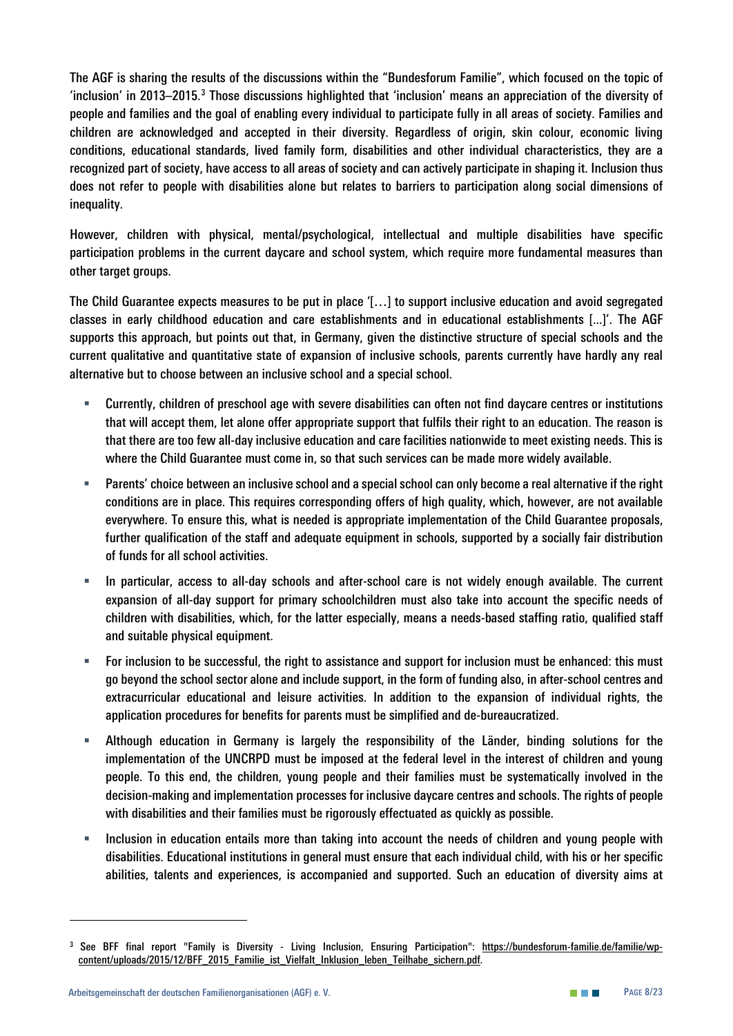The AGF is sharing the results of the discussions within the "Bundesforum Familie", which focused on the topic of 'inclusion' in 2013–2015.[3] Those discussions highlighted that 'inclusion' means an appreciation of the diversity of people and families and the goal of enabling every individual to participate fully in all areas of society. Families and children are acknowledged and accepted in their diversity. Regardless of origin, skin colour, economic living conditions, educational standards, lived family form, disabilities and other individual characteristics, they are a recognized part of society, have access to all areas of society and can actively participate in shaping it. Inclusion thus does not refer to people with disabilities alone but relates to barriers to participation along social dimensions of inequality.

However, children with physical, mental/psychological, intellectual and multiple disabilities have specific participation problems in the current daycare and school system, which require more fundamental measures than other target groups.

The Child Guarantee expects measures to be put in place '[…] to support inclusive education and avoid segregated classes in early childhood education and care establishments and in educational establishments [...]'. The AGF supports this approach, but points out that, in Germany, given the distinctive structure of special schools and the current qualitative and quantitative state of expansion of inclusive schools, parents currently have hardly any real alternative but to choose between an inclusive school and a special school.

- Currently, children of preschool age with severe disabilities can often not find daycare centres or institutions that will accept them, let alone offer appropriate support that fulfils their right to an education. The reason is that there are too few all-day inclusive education and care facilities nationwide to meet existing needs. This is where the Child Guarantee must come in, so that such services can be made more widely available.
- Parents' choice between an inclusive school and a special school can only become a real alternative if the right conditions are in place. This requires corresponding offers of high quality, which, however, are not available everywhere. To ensure this, what is needed is appropriate implementation of the Child Guarantee proposals, further qualification of the staff and adequate equipment in schools, supported by a socially fair distribution of funds for all school activities.
- In particular, access to all-day schools and after-school care is not widely enough available. The current expansion of all-day support for primary schoolchildren must also take into account the specific needs of children with disabilities, which, for the latter especially, means a needs-based staffing ratio, qualified staff and suitable physical equipment.
- For inclusion to be successful, the right to assistance and support for inclusion must be enhanced: this must go beyond the school sector alone and include support, in the form of funding also, in after-school centres and extracurricular educational and leisure activities. In addition to the expansion of individual rights, the application procedures for benefits for parents must be simplified and de-bureaucratized.
- Although education in Germany is largely the responsibility of the Länder, binding solutions for the implementation of the UNCRPD must be imposed at the federal level in the interest of children and young people. To this end, the children, young people and their families must be systematically involved in the decision-making and implementation processes for inclusive daycare centres and schools. The rights of people with disabilities and their families must be rigorously effectuated as quickly as possible.
- Inclusion in education entails more than taking into account the needs of children and young people with disabilities. Educational institutions in general must ensure that each individual child, with his or her specific abilities, talents and experiences, is accompanied and supported. Such an education of diversity aims at

[3] See BFF final report "Family is Diversity - Living Inclusion, Ensuring Participation": https://bundesforum-familie.de/familie/wp-content/uploads/2015/12/BFF_2015_Familie_ist_Vielfalt_Inklusion_leben_Teilhabe_sichern.pdf.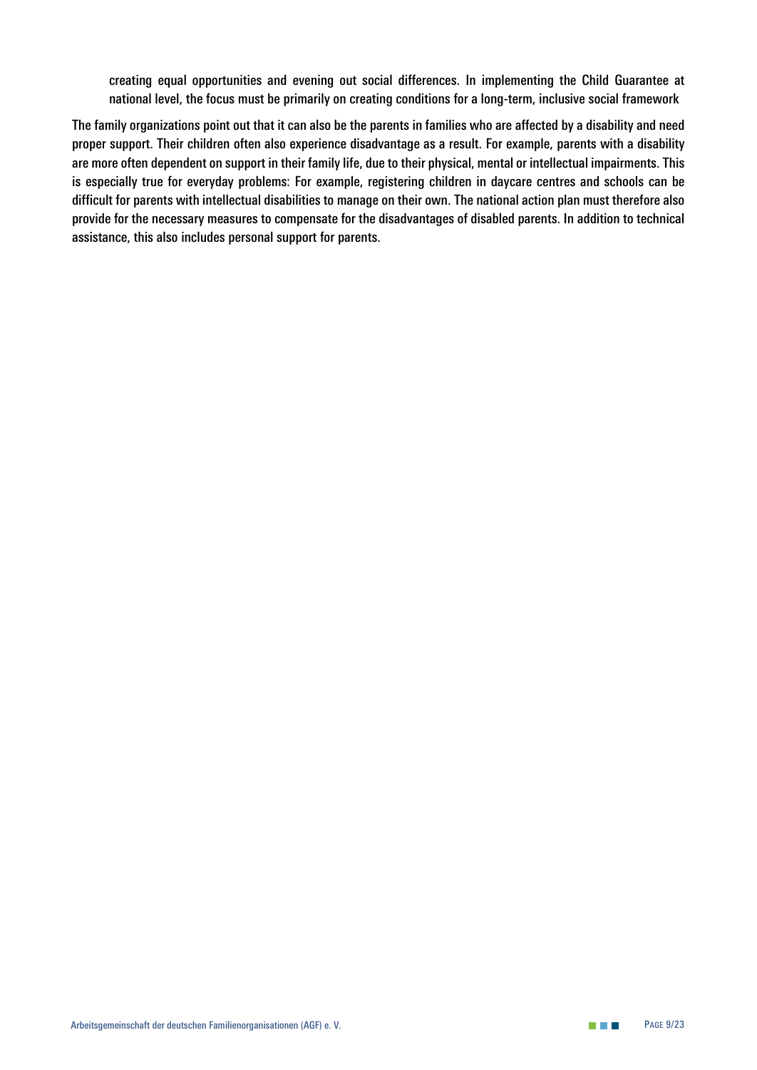creating equal opportunities and evening out social differences. In implementing the Child Guarantee at national level, the focus must be primarily on creating conditions for a long-term, inclusive social framework

The family organizations point out that it can also be the parents in families who are affected by a disability and need proper support. Their children often also experience disadvantage as a result. For example, parents with a disability are more often dependent on support in their family life, due to their physical, mental or intellectual impairments. This is especially true for everyday problems: For example, registering children in daycare centres and schools can be difficult for parents with intellectual disabilities to manage on their own. The national action plan must therefore also provide for the necessary measures to compensate for the disadvantages of disabled parents. In addition to technical assistance, this also includes personal support for parents.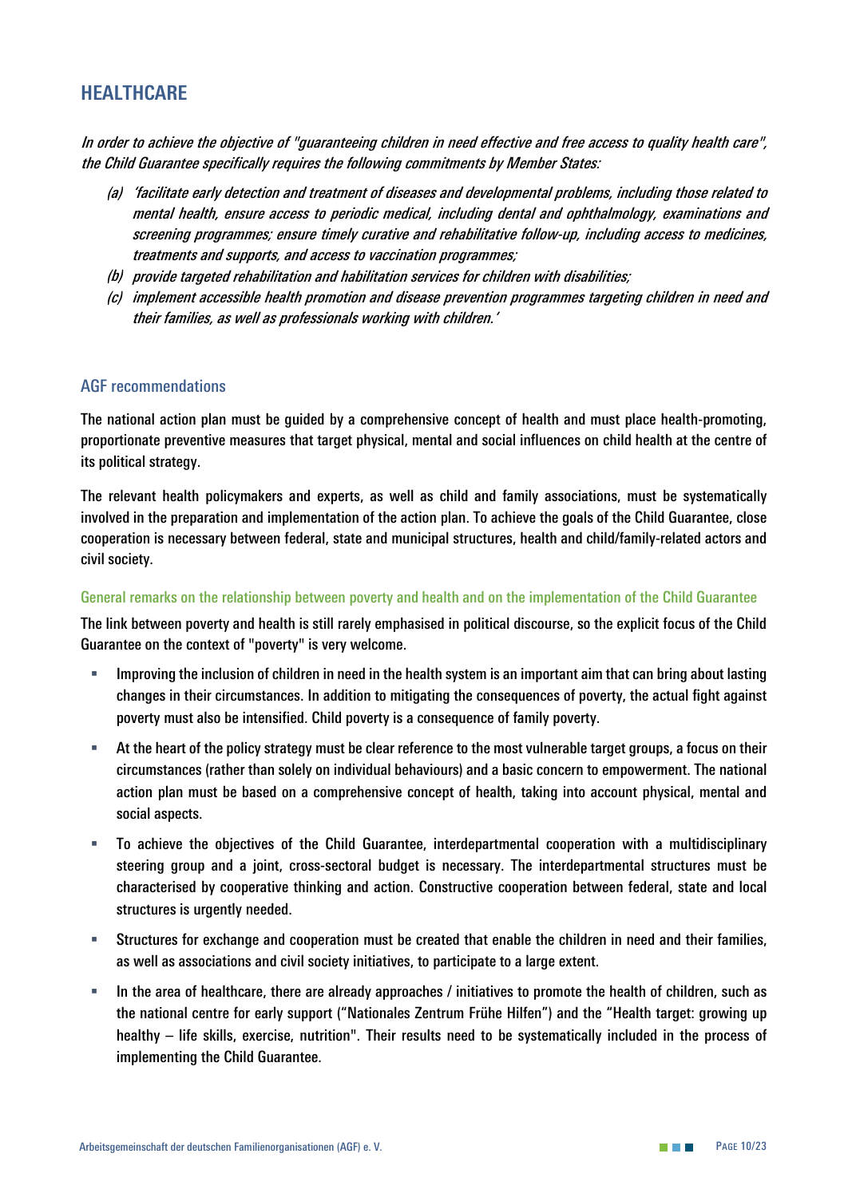## HEALTHCARE

*In order to achieve the objective of "guaranteeing children in need effective and free access to quality health care", the Child Guarantee specifically requires the following commitments by Member States:*

*(a) 'facilitate early detection and treatment of diseases and developmental problems, including those related to mental health, ensure access to periodic medical, including dental and ophthalmology, examinations and screening programmes; ensure timely curative and rehabilitative follow-up, including access to medicines, treatments and supports, and access to vaccination programmes;*

*(b) provide targeted rehabilitation and habilitation services for children with disabilities;*

*(c) implement accessible health promotion and disease prevention programmes targeting children in need and their families, as well as professionals working with children.'*

### AGF recommendations

The national action plan must be guided by a comprehensive concept of health and must place health-promoting, proportionate preventive measures that target physical, mental and social influences on child health at the centre of its political strategy.

The relevant health policymakers and experts, as well as child and family associations, must be systematically involved in the preparation and implementation of the action plan. To achieve the goals of the Child Guarantee, close cooperation is necessary between federal, state and municipal structures, health and child/family-related actors and civil society.

#### General remarks on the relationship between poverty and health and on the implementation of the Child Guarantee

The link between poverty and health is still rarely emphasised in political discourse, so the explicit focus of the Child Guarantee on the context of "poverty" is very welcome.

- Improving the inclusion of children in need in the health system is an important aim that can bring about lasting changes in their circumstances. In addition to mitigating the consequences of poverty, the actual fight against poverty must also be intensified. Child poverty is a consequence of family poverty.
- At the heart of the policy strategy must be clear reference to the most vulnerable target groups, a focus on their circumstances (rather than solely on individual behaviours) and a basic concern to empowerment. The national action plan must be based on a comprehensive concept of health, taking into account physical, mental and social aspects.
- To achieve the objectives of the Child Guarantee, interdepartmental cooperation with a multidisciplinary steering group and a joint, cross-sectoral budget is necessary. The interdepartmental structures must be characterised by cooperative thinking and action. Constructive cooperation between federal, state and local structures is urgently needed.
- Structures for exchange and cooperation must be created that enable the children in need and their families, as well as associations and civil society initiatives, to participate to a large extent.
- In the area of healthcare, there are already approaches / initiatives to promote the health of children, such as the national centre for early support ("Nationales Zentrum Frühe Hilfen") and the "Health target: growing up healthy – life skills, exercise, nutrition". Their results need to be systematically included in the process of implementing the Child Guarantee.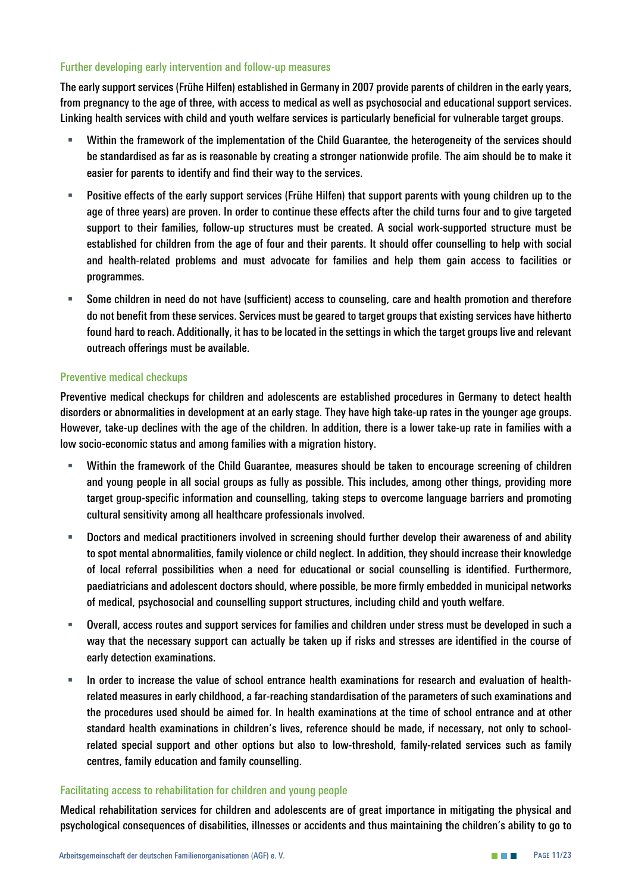### Further developing early intervention and follow-up measures

The early support services (Frühe Hilfen) established in Germany in 2007 provide parents of children in the early years, from pregnancy to the age of three, with access to medical as well as psychosocial and educational support services. Linking health services with child and youth welfare services is particularly beneficial for vulnerable target groups.

- Within the framework of the implementation of the Child Guarantee, the heterogeneity of the services should be standardised as far as is reasonable by creating a stronger nationwide profile. The aim should be to make it easier for parents to identify and find their way to the services.
- Positive effects of the early support services (Frühe Hilfen) that support parents with young children up to the age of three years) are proven. In order to continue these effects after the child turns four and to give targeted support to their families, follow-up structures must be created. A social work-supported structure must be established for children from the age of four and their parents. It should offer counselling to help with social and health-related problems and must advocate for families and help them gain access to facilities or programmes.
- Some children in need do not have (sufficient) access to counseling, care and health promotion and therefore do not benefit from these services. Services must be geared to target groups that existing services have hitherto found hard to reach. Additionally, it has to be located in the settings in which the target groups live and relevant outreach offerings must be available.

### Preventive medical checkups

Preventive medical checkups for children and adolescents are established procedures in Germany to detect health disorders or abnormalities in development at an early stage. They have high take-up rates in the younger age groups. However, take-up declines with the age of the children. In addition, there is a lower take-up rate in families with a low socio-economic status and among families with a migration history.

- Within the framework of the Child Guarantee, measures should be taken to encourage screening of children and young people in all social groups as fully as possible. This includes, among other things, providing more target group-specific information and counselling, taking steps to overcome language barriers and promoting cultural sensitivity among all healthcare professionals involved.
- Doctors and medical practitioners involved in screening should further develop their awareness of and ability to spot mental abnormalities, family violence or child neglect. In addition, they should increase their knowledge of local referral possibilities when a need for educational or social counselling is identified. Furthermore, paediatricians and adolescent doctors should, where possible, be more firmly embedded in municipal networks of medical, psychosocial and counselling support structures, including child and youth welfare.
- Overall, access routes and support services for families and children under stress must be developed in such a way that the necessary support can actually be taken up if risks and stresses are identified in the course of early detection examinations.
- In order to increase the value of school entrance health examinations for research and evaluation of health-related measures in early childhood, a far-reaching standardisation of the parameters of such examinations and the procedures used should be aimed for. In health examinations at the time of school entrance and at other standard health examinations in children's lives, reference should be made, if necessary, not only to school-related special support and other options but also to low-threshold, family-related services such as family centres, family education and family counselling.

### Facilitating access to rehabilitation for children and young people

Medical rehabilitation services for children and adolescents are of great importance in mitigating the physical and psychological consequences of disabilities, illnesses or accidents and thus maintaining the children's ability to go to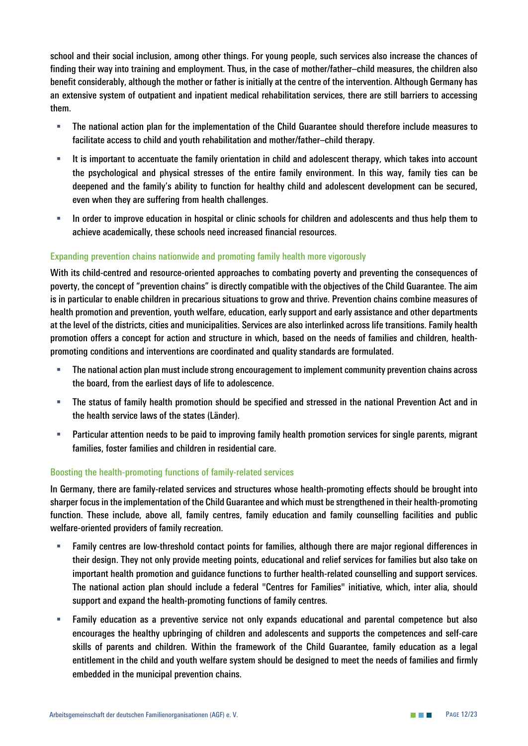school and their social inclusion, among other things. For young people, such services also increase the chances of finding their way into training and employment. Thus, in the case of mother/father–child measures, the children also benefit considerably, although the mother or father is initially at the centre of the intervention. Although Germany has an extensive system of outpatient and inpatient medical rehabilitation services, there are still barriers to accessing them.

- The national action plan for the implementation of the Child Guarantee should therefore include measures to facilitate access to child and youth rehabilitation and mother/father–child therapy.
- It is important to accentuate the family orientation in child and adolescent therapy, which takes into account the psychological and physical stresses of the entire family environment. In this way, family ties can be deepened and the family's ability to function for healthy child and adolescent development can be secured, even when they are suffering from health challenges.
- In order to improve education in hospital or clinic schools for children and adolescents and thus help them to achieve academically, these schools need increased financial resources.

### Expanding prevention chains nationwide and promoting family health more vigorously

With its child-centred and resource-oriented approaches to combating poverty and preventing the consequences of poverty, the concept of "prevention chains" is directly compatible with the objectives of the Child Guarantee. The aim is in particular to enable children in precarious situations to grow and thrive. Prevention chains combine measures of health promotion and prevention, youth welfare, education, early support and early assistance and other departments at the level of the districts, cities and municipalities. Services are also interlinked across life transitions. Family health promotion offers a concept for action and structure in which, based on the needs of families and children, health-promoting conditions and interventions are coordinated and quality standards are formulated.

- The national action plan must include strong encouragement to implement community prevention chains across the board, from the earliest days of life to adolescence.
- The status of family health promotion should be specified and stressed in the national Prevention Act and in the health service laws of the states (Länder).
- Particular attention needs to be paid to improving family health promotion services for single parents, migrant families, foster families and children in residential care.

### Boosting the health-promoting functions of family-related services

In Germany, there are family-related services and structures whose health-promoting effects should be brought into sharper focus in the implementation of the Child Guarantee and which must be strengthened in their health-promoting function. These include, above all, family centres, family education and family counselling facilities and public welfare-oriented providers of family recreation.

- Family centres are low-threshold contact points for families, although there are major regional differences in their design. They not only provide meeting points, educational and relief services for families but also take on important health promotion and guidance functions to further health-related counselling and support services. The national action plan should include a federal "Centres for Families" initiative, which, inter alia, should support and expand the health-promoting functions of family centres.
- Family education as a preventive service not only expands educational and parental competence but also encourages the healthy upbringing of children and adolescents and supports the competences and self-care skills of parents and children. Within the framework of the Child Guarantee, family education as a legal entitlement in the child and youth welfare system should be designed to meet the needs of families and firmly embedded in the municipal prevention chains.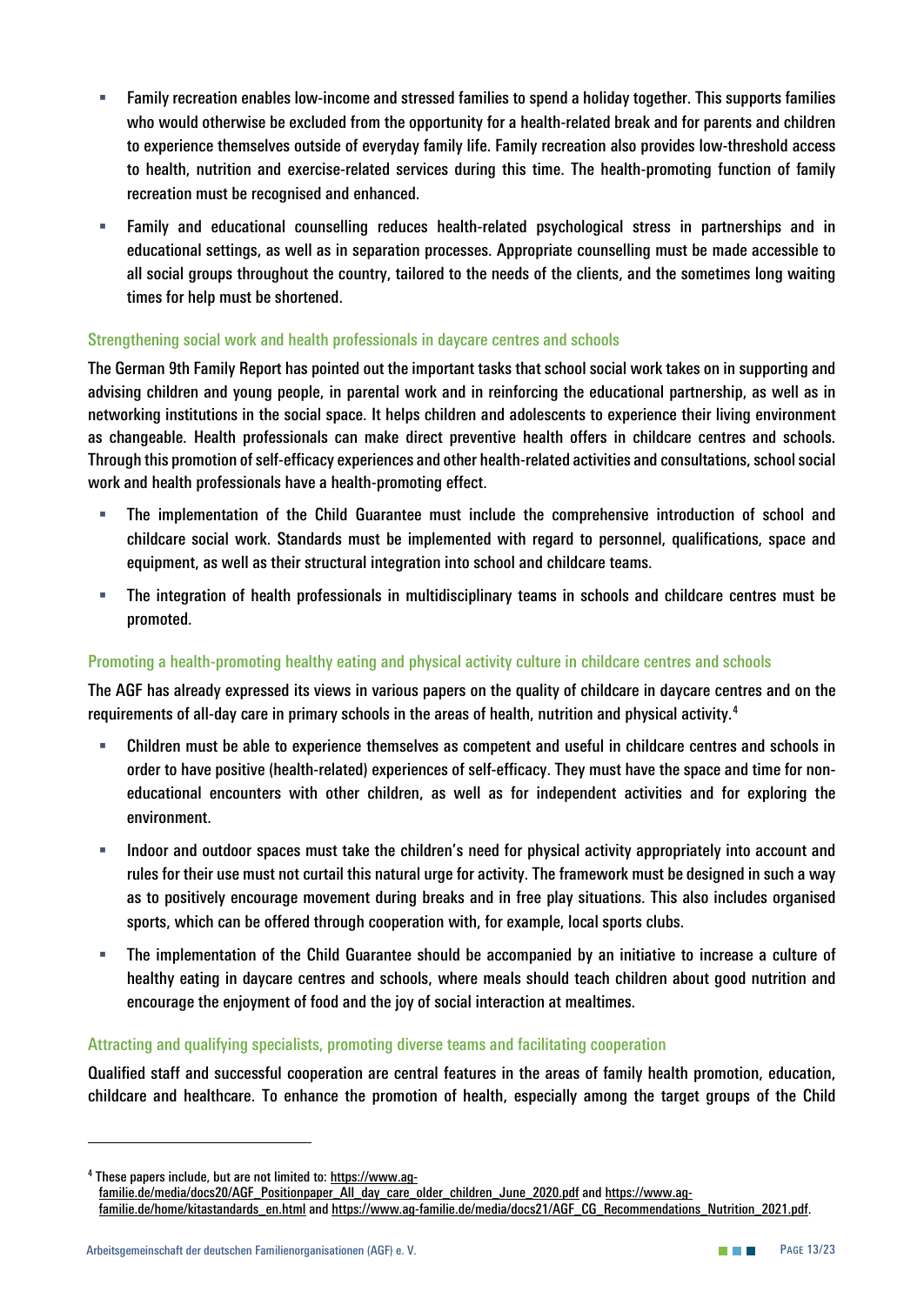- Family recreation enables low-income and stressed families to spend a holiday together. This supports families who would otherwise be excluded from the opportunity for a health-related break and for parents and children to experience themselves outside of everyday family life. Family recreation also provides low-threshold access to health, nutrition and exercise-related services during this time. The health-promoting function of family recreation must be recognised and enhanced.
- Family and educational counselling reduces health-related psychological stress in partnerships and in educational settings, as well as in separation processes. Appropriate counselling must be made accessible to all social groups throughout the country, tailored to the needs of the clients, and the sometimes long waiting times for help must be shortened.

### Strengthening social work and health professionals in daycare centres and schools

The German 9th Family Report has pointed out the important tasks that school social work takes on in supporting and advising children and young people, in parental work and in reinforcing the educational partnership, as well as in networking institutions in the social space. It helps children and adolescents to experience their living environment as changeable. Health professionals can make direct preventive health offers in childcare centres and schools. Through this promotion of self-efficacy experiences and other health-related activities and consultations, school social work and health professionals have a health-promoting effect.

- The implementation of the Child Guarantee must include the comprehensive introduction of school and childcare social work. Standards must be implemented with regard to personnel, qualifications, space and equipment, as well as their structural integration into school and childcare teams.
- The integration of health professionals in multidisciplinary teams in schools and childcare centres must be promoted.

### Promoting a health-promoting healthy eating and physical activity culture in childcare centres and schools

The AGF has already expressed its views in various papers on the quality of childcare in daycare centres and on the requirements of all-day care in primary schools in the areas of health, nutrition and physical activity.[4]

- Children must be able to experience themselves as competent and useful in childcare centres and schools in order to have positive (health-related) experiences of self-efficacy. They must have the space and time for non-educational encounters with other children, as well as for independent activities and for exploring the environment.
- Indoor and outdoor spaces must take the children's need for physical activity appropriately into account and rules for their use must not curtail this natural urge for activity. The framework must be designed in such a way as to positively encourage movement during breaks and in free play situations. This also includes organised sports, which can be offered through cooperation with, for example, local sports clubs.
- The implementation of the Child Guarantee should be accompanied by an initiative to increase a culture of healthy eating in daycare centres and schools, where meals should teach children about good nutrition and encourage the enjoyment of food and the joy of social interaction at mealtimes.

### Attracting and qualifying specialists, promoting diverse teams and facilitating cooperation

Qualified staff and successful cooperation are central features in the areas of family health promotion, education, childcare and healthcare. To enhance the promotion of health, especially among the target groups of the Child

---

[4] These papers include, but are not limited to: https://www.ag-familie.de/media/docs20/AGF_Positionpaper_All_day_care_older_children_June_2020.pdf and https://www.ag-familie.de/home/kitastandards_en.html and https://www.ag-familie.de/media/docs21/AGF_CG_Recommendations_Nutrition_2021.pdf.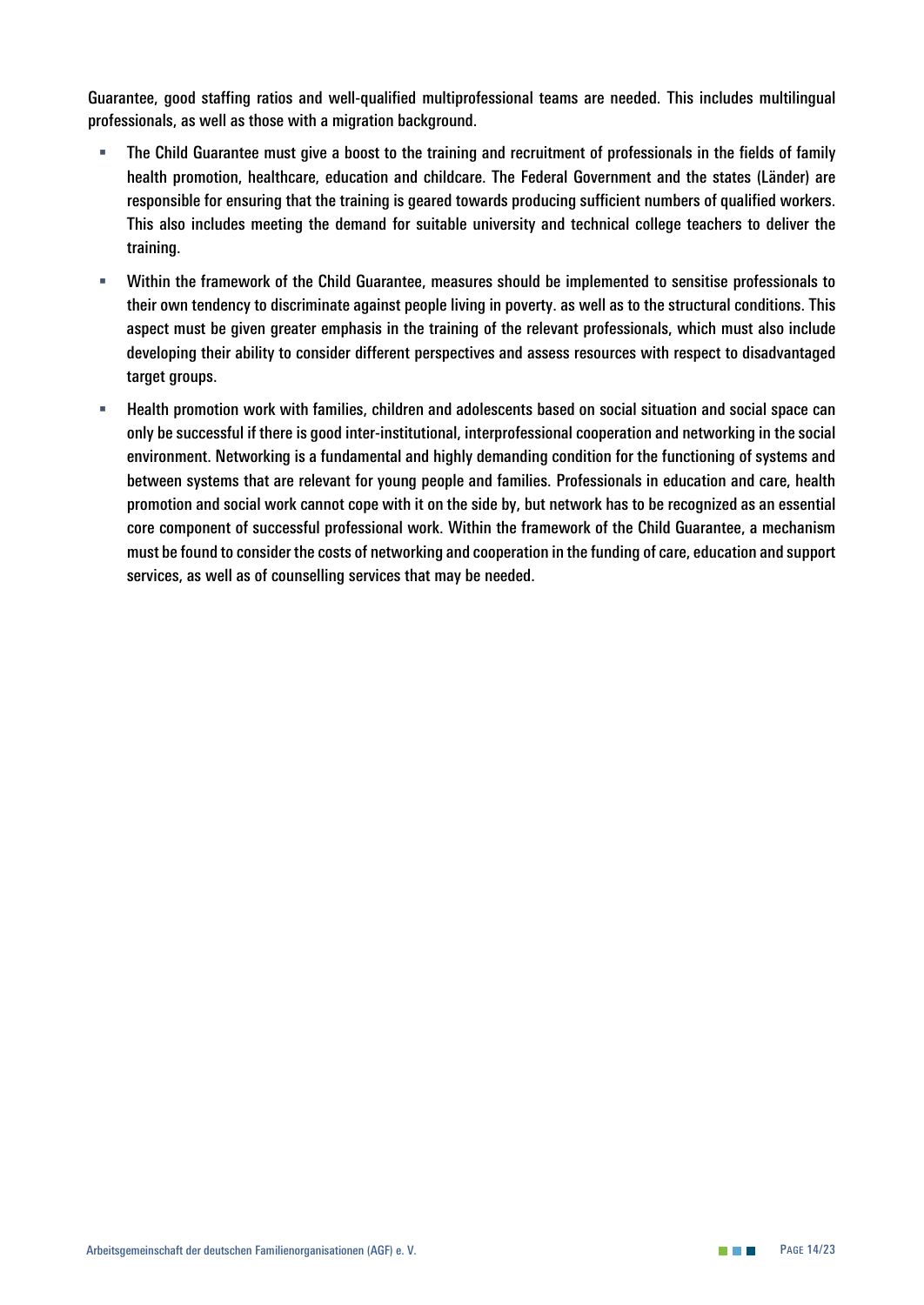Guarantee, good staffing ratios and well-qualified multiprofessional teams are needed. This includes multilingual professionals, as well as those with a migration background.

- The Child Guarantee must give a boost to the training and recruitment of professionals in the fields of family health promotion, healthcare, education and childcare. The Federal Government and the states (Länder) are responsible for ensuring that the training is geared towards producing sufficient numbers of qualified workers. This also includes meeting the demand for suitable university and technical college teachers to deliver the training.
- Within the framework of the Child Guarantee, measures should be implemented to sensitise professionals to their own tendency to discriminate against people living in poverty. as well as to the structural conditions. This aspect must be given greater emphasis in the training of the relevant professionals, which must also include developing their ability to consider different perspectives and assess resources with respect to disadvantaged target groups.
- Health promotion work with families, children and adolescents based on social situation and social space can only be successful if there is good inter-institutional, interprofessional cooperation and networking in the social environment. Networking is a fundamental and highly demanding condition for the functioning of systems and between systems that are relevant for young people and families. Professionals in education and care, health promotion and social work cannot cope with it on the side by, but network has to be recognized as an essential core component of successful professional work. Within the framework of the Child Guarantee, a mechanism must be found to consider the costs of networking and cooperation in the funding of care, education and support services, as well as of counselling services that may be needed.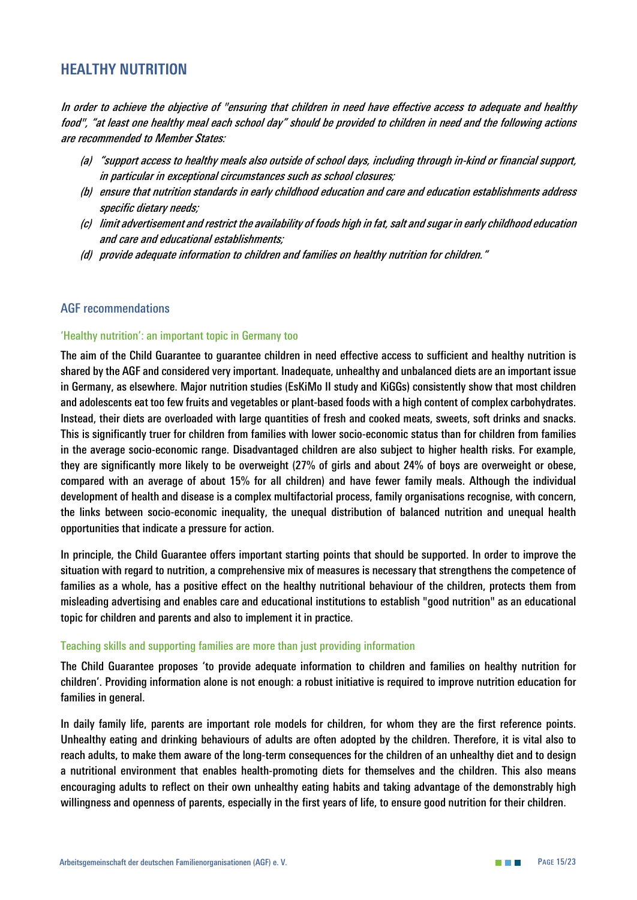## HEALTHY NUTRITION

*In order to achieve the objective of "ensuring that children in need have effective access to adequate and healthy food", "at least one healthy meal each school day" should be provided to children in need and the following actions are recommended to Member States:*

*(a) "support access to healthy meals also outside of school days, including through in-kind or financial support, in particular in exceptional circumstances such as school closures;*

*(b) ensure that nutrition standards in early childhood education and care and education establishments address specific dietary needs;*

*(c) limit advertisement and restrict the availability of foods high in fat, salt and sugar in early childhood education and care and educational establishments;*

*(d) provide adequate information to children and families on healthy nutrition for children."*

### AGF recommendations

#### 'Healthy nutrition': an important topic in Germany too

The aim of the Child Guarantee to guarantee children in need effective access to sufficient and healthy nutrition is shared by the AGF and considered very important. Inadequate, unhealthy and unbalanced diets are an important issue in Germany, as elsewhere. Major nutrition studies (EsKiMo II study and KiGGs) consistently show that most children and adolescents eat too few fruits and vegetables or plant-based foods with a high content of complex carbohydrates. Instead, their diets are overloaded with large quantities of fresh and cooked meats, sweets, soft drinks and snacks. This is significantly truer for children from families with lower socio-economic status than for children from families in the average socio-economic range. Disadvantaged children are also subject to higher health risks. For example, they are significantly more likely to be overweight (27% of girls and about 24% of boys are overweight or obese, compared with an average of about 15% for all children) and have fewer family meals. Although the individual development of health and disease is a complex multifactorial process, family organisations recognise, with concern, the links between socio-economic inequality, the unequal distribution of balanced nutrition and unequal health opportunities that indicate a pressure for action.

In principle, the Child Guarantee offers important starting points that should be supported. In order to improve the situation with regard to nutrition, a comprehensive mix of measures is necessary that strengthens the competence of families as a whole, has a positive effect on the healthy nutritional behaviour of the children, protects them from misleading advertising and enables care and educational institutions to establish "good nutrition" as an educational topic for children and parents and also to implement it in practice.

#### Teaching skills and supporting families are more than just providing information

The Child Guarantee proposes 'to provide adequate information to children and families on healthy nutrition for children'. Providing information alone is not enough: a robust initiative is required to improve nutrition education for families in general.

In daily family life, parents are important role models for children, for whom they are the first reference points. Unhealthy eating and drinking behaviours of adults are often adopted by the children. Therefore, it is vital also to reach adults, to make them aware of the long-term consequences for the children of an unhealthy diet and to design a nutritional environment that enables health-promoting diets for themselves and the children. This also means encouraging adults to reflect on their own unhealthy eating habits and taking advantage of the demonstrably high willingness and openness of parents, especially in the first years of life, to ensure good nutrition for their children.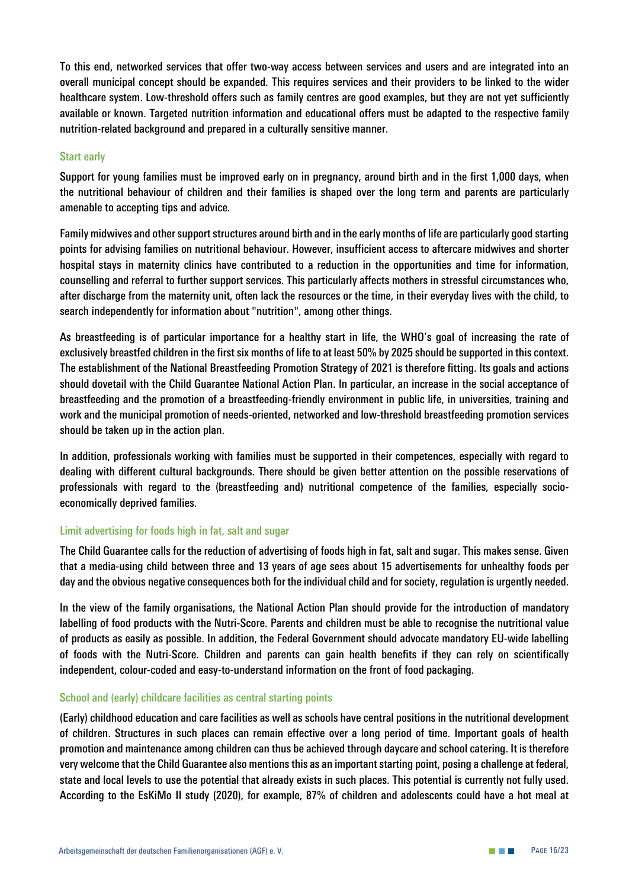To this end, networked services that offer two-way access between services and users and are integrated into an overall municipal concept should be expanded. This requires services and their providers to be linked to the wider healthcare system. Low-threshold offers such as family centres are good examples, but they are not yet sufficiently available or known. Targeted nutrition information and educational offers must be adapted to the respective family nutrition-related background and prepared in a culturally sensitive manner.

### Start early

Support for young families must be improved early on in pregnancy, around birth and in the first 1,000 days, when the nutritional behaviour of children and their families is shaped over the long term and parents are particularly amenable to accepting tips and advice.

Family midwives and other support structures around birth and in the early months of life are particularly good starting points for advising families on nutritional behaviour. However, insufficient access to aftercare midwives and shorter hospital stays in maternity clinics have contributed to a reduction in the opportunities and time for information, counselling and referral to further support services. This particularly affects mothers in stressful circumstances who, after discharge from the maternity unit, often lack the resources or the time, in their everyday lives with the child, to search independently for information about "nutrition", among other things.

As breastfeeding is of particular importance for a healthy start in life, the WHO's goal of increasing the rate of exclusively breastfed children in the first six months of life to at least 50% by 2025 should be supported in this context. The establishment of the National Breastfeeding Promotion Strategy of 2021 is therefore fitting. Its goals and actions should dovetail with the Child Guarantee National Action Plan. In particular, an increase in the social acceptance of breastfeeding and the promotion of a breastfeeding-friendly environment in public life, in universities, training and work and the municipal promotion of needs-oriented, networked and low-threshold breastfeeding promotion services should be taken up in the action plan.

In addition, professionals working with families must be supported in their competences, especially with regard to dealing with different cultural backgrounds. There should be given better attention on the possible reservations of professionals with regard to the (breastfeeding and) nutritional competence of the families, especially socio-economically deprived families.

### Limit advertising for foods high in fat, salt and sugar

The Child Guarantee calls for the reduction of advertising of foods high in fat, salt and sugar. This makes sense. Given that a media-using child between three and 13 years of age sees about 15 advertisements for unhealthy foods per day and the obvious negative consequences both for the individual child and for society, regulation is urgently needed.

In the view of the family organisations, the National Action Plan should provide for the introduction of mandatory labelling of food products with the Nutri-Score. Parents and children must be able to recognise the nutritional value of products as easily as possible. In addition, the Federal Government should advocate mandatory EU-wide labelling of foods with the Nutri-Score. Children and parents can gain health benefits if they can rely on scientifically independent, colour-coded and easy-to-understand information on the front of food packaging.

### School and (early) childcare facilities as central starting points

(Early) childhood education and care facilities as well as schools have central positions in the nutritional development of children. Structures in such places can remain effective over a long period of time. Important goals of health promotion and maintenance among children can thus be achieved through daycare and school catering. It is therefore very welcome that the Child Guarantee also mentions this as an important starting point, posing a challenge at federal, state and local levels to use the potential that already exists in such places. This potential is currently not fully used. According to the EsKiMo II study (2020), for example, 87% of children and adolescents could have a hot meal at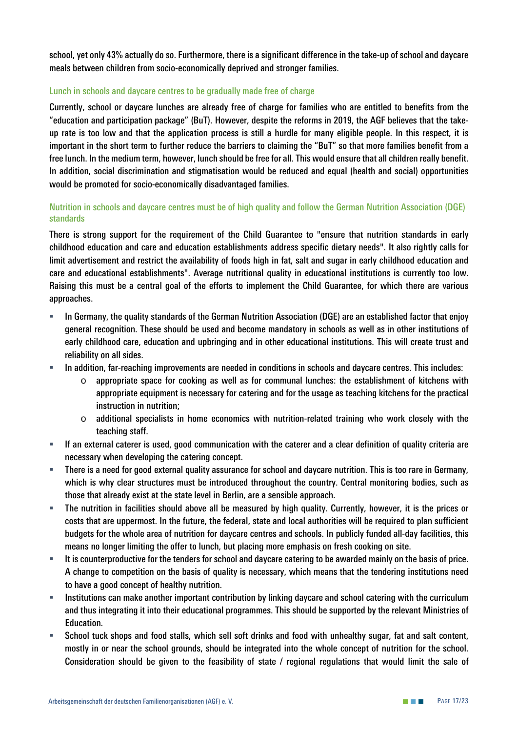school, yet only 43% actually do so. Furthermore, there is a significant difference in the take-up of school and daycare meals between children from socio-economically deprived and stronger families.

### Lunch in schools and daycare centres to be gradually made free of charge

Currently, school or daycare lunches are already free of charge for families who are entitled to benefits from the "education and participation package" (BuT). However, despite the reforms in 2019, the AGF believes that the take-up rate is too low and that the application process is still a hurdle for many eligible people. In this respect, it is important in the short term to further reduce the barriers to claiming the "BuT" so that more families benefit from a free lunch. In the medium term, however, lunch should be free for all. This would ensure that all children really benefit. In addition, social discrimination and stigmatisation would be reduced and equal (health and social) opportunities would be promoted for socio-economically disadvantaged families.

### Nutrition in schools and daycare centres must be of high quality and follow the German Nutrition Association (DGE) standards

There is strong support for the requirement of the Child Guarantee to "ensure that nutrition standards in early childhood education and care and education establishments address specific dietary needs". It also rightly calls for limit advertisement and restrict the availability of foods high in fat, salt and sugar in early childhood education and care and educational establishments". Average nutritional quality in educational institutions is currently too low. Raising this must be a central goal of the efforts to implement the Child Guarantee, for which there are various approaches.

- In Germany, the quality standards of the German Nutrition Association (DGE) are an established factor that enjoy general recognition. These should be used and become mandatory in schools as well as in other institutions of early childhood care, education and upbringing and in other educational institutions. This will create trust and reliability on all sides.
- In addition, far-reaching improvements are needed in conditions in schools and daycare centres. This includes:
  - appropriate space for cooking as well as for communal lunches: the establishment of kitchens with appropriate equipment is necessary for catering and for the usage as teaching kitchens for the practical instruction in nutrition;
  - additional specialists in home economics with nutrition-related training who work closely with the teaching staff.
- If an external caterer is used, good communication with the caterer and a clear definition of quality criteria are necessary when developing the catering concept.
- There is a need for good external quality assurance for school and daycare nutrition. This is too rare in Germany, which is why clear structures must be introduced throughout the country. Central monitoring bodies, such as those that already exist at the state level in Berlin, are a sensible approach.
- The nutrition in facilities should above all be measured by high quality. Currently, however, it is the prices or costs that are uppermost. In the future, the federal, state and local authorities will be required to plan sufficient budgets for the whole area of nutrition for daycare centres and schools. In publicly funded all-day facilities, this means no longer limiting the offer to lunch, but placing more emphasis on fresh cooking on site.
- It is counterproductive for the tenders for school and daycare catering to be awarded mainly on the basis of price. A change to competition on the basis of quality is necessary, which means that the tendering institutions need to have a good concept of healthy nutrition.
- Institutions can make another important contribution by linking daycare and school catering with the curriculum and thus integrating it into their educational programmes. This should be supported by the relevant Ministries of Education.
- School tuck shops and food stalls, which sell soft drinks and food with unhealthy sugar, fat and salt content, mostly in or near the school grounds, should be integrated into the whole concept of nutrition for the school. Consideration should be given to the feasibility of state / regional regulations that would limit the sale of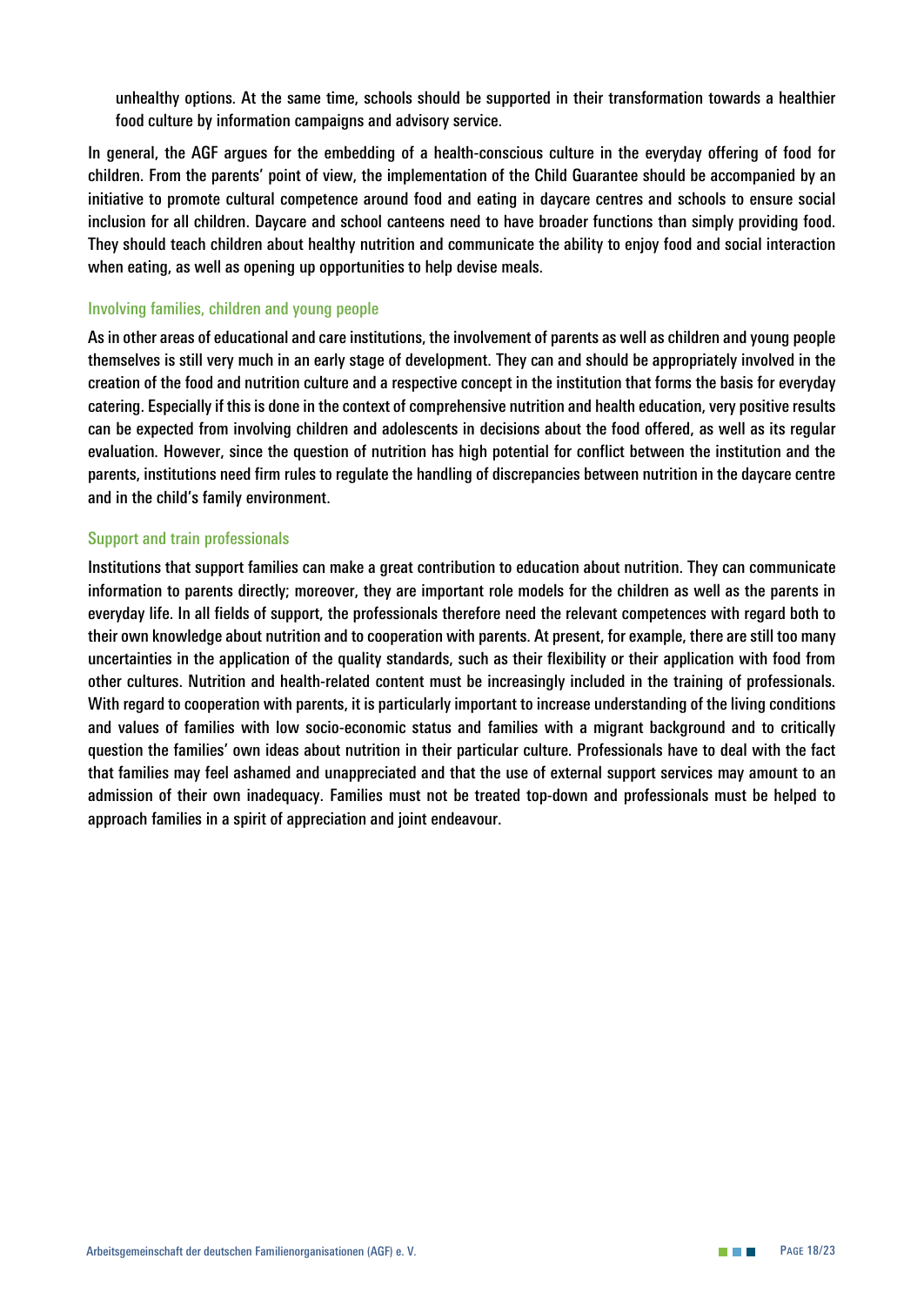unhealthy options. At the same time, schools should be supported in their transformation towards a healthier food culture by information campaigns and advisory service.

In general, the AGF argues for the embedding of a health-conscious culture in the everyday offering of food for children. From the parents' point of view, the implementation of the Child Guarantee should be accompanied by an initiative to promote cultural competence around food and eating in daycare centres and schools to ensure social inclusion for all children. Daycare and school canteens need to have broader functions than simply providing food. They should teach children about healthy nutrition and communicate the ability to enjoy food and social interaction when eating, as well as opening up opportunities to help devise meals.

### Involving families, children and young people

As in other areas of educational and care institutions, the involvement of parents as well as children and young people themselves is still very much in an early stage of development. They can and should be appropriately involved in the creation of the food and nutrition culture and a respective concept in the institution that forms the basis for everyday catering. Especially if this is done in the context of comprehensive nutrition and health education, very positive results can be expected from involving children and adolescents in decisions about the food offered, as well as its regular evaluation. However, since the question of nutrition has high potential for conflict between the institution and the parents, institutions need firm rules to regulate the handling of discrepancies between nutrition in the daycare centre and in the child's family environment.

### Support and train professionals

Institutions that support families can make a great contribution to education about nutrition. They can communicate information to parents directly; moreover, they are important role models for the children as well as the parents in everyday life. In all fields of support, the professionals therefore need the relevant competences with regard both to their own knowledge about nutrition and to cooperation with parents. At present, for example, there are still too many uncertainties in the application of the quality standards, such as their flexibility or their application with food from other cultures. Nutrition and health-related content must be increasingly included in the training of professionals. With regard to cooperation with parents, it is particularly important to increase understanding of the living conditions and values of families with low socio-economic status and families with a migrant background and to critically question the families' own ideas about nutrition in their particular culture. Professionals have to deal with the fact that families may feel ashamed and unappreciated and that the use of external support services may amount to an admission of their own inadequacy. Families must not be treated top-down and professionals must be helped to approach families in a spirit of appreciation and joint endeavour.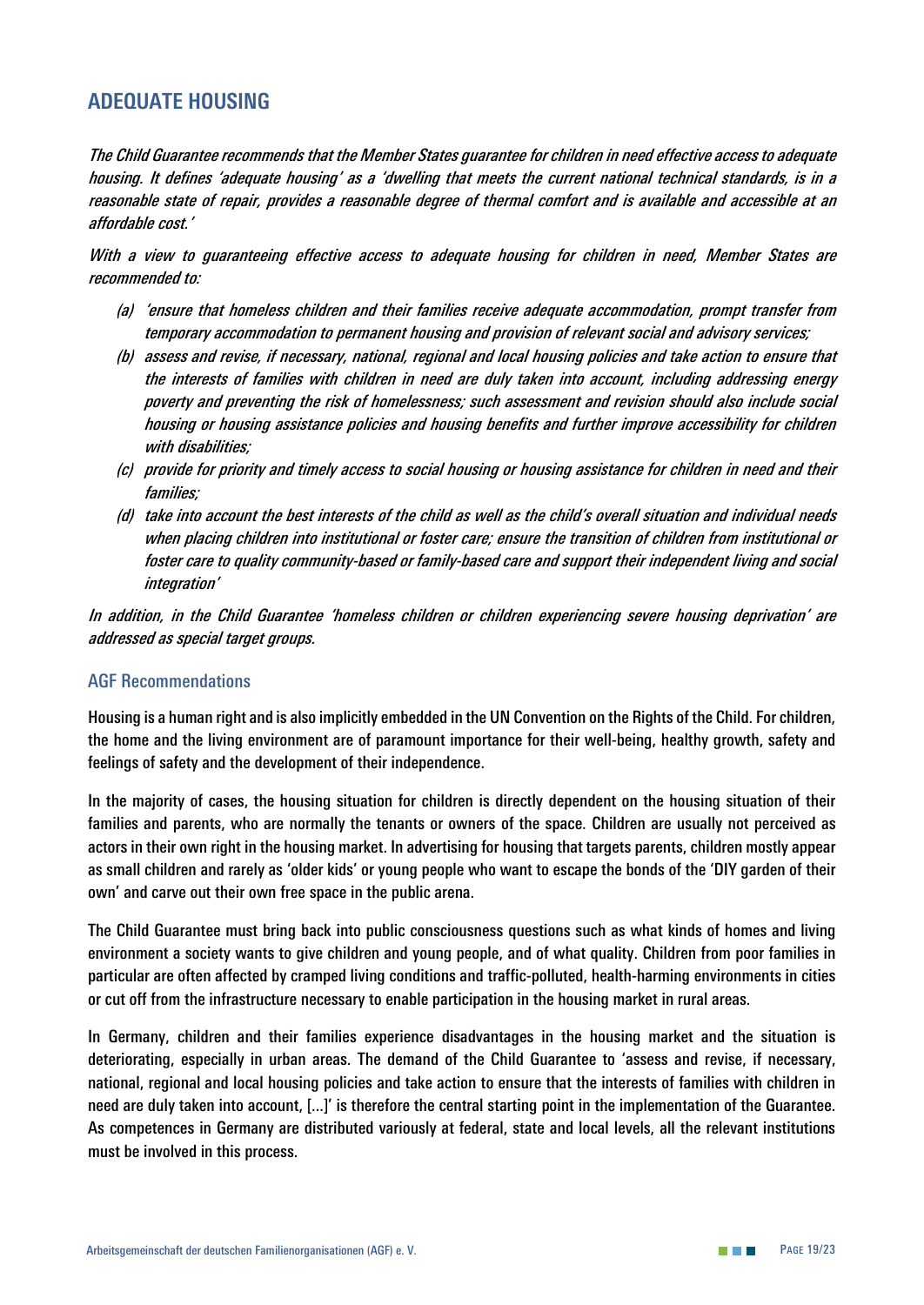## ADEQUATE HOUSING

*The Child Guarantee recommends that the Member States guarantee for children in need effective access to adequate housing. It defines 'adequate housing' as a 'dwelling that meets the current national technical standards, is in a reasonable state of repair, provides a reasonable degree of thermal comfort and is available and accessible at an affordable cost.'*

*With a view to guaranteeing effective access to adequate housing for children in need, Member States are recommended to:*

- *(a) 'ensure that homeless children and their families receive adequate accommodation, prompt transfer from temporary accommodation to permanent housing and provision of relevant social and advisory services;*
- *(b) assess and revise, if necessary, national, regional and local housing policies and take action to ensure that the interests of families with children in need are duly taken into account, including addressing energy poverty and preventing the risk of homelessness; such assessment and revision should also include social housing or housing assistance policies and housing benefits and further improve accessibility for children with disabilities;*
- *(c) provide for priority and timely access to social housing or housing assistance for children in need and their families;*
- *(d) take into account the best interests of the child as well as the child's overall situation and individual needs when placing children into institutional or foster care; ensure the transition of children from institutional or foster care to quality community-based or family-based care and support their independent living and social integration'*

*In addition, in the Child Guarantee 'homeless children or children experiencing severe housing deprivation' are addressed as special target groups.*

### AGF Recommendations

Housing is a human right and is also implicitly embedded in the UN Convention on the Rights of the Child. For children, the home and the living environment are of paramount importance for their well-being, healthy growth, safety and feelings of safety and the development of their independence.

In the majority of cases, the housing situation for children is directly dependent on the housing situation of their families and parents, who are normally the tenants or owners of the space. Children are usually not perceived as actors in their own right in the housing market. In advertising for housing that targets parents, children mostly appear as small children and rarely as 'older kids' or young people who want to escape the bonds of the 'DIY garden of their own' and carve out their own free space in the public arena.

The Child Guarantee must bring back into public consciousness questions such as what kinds of homes and living environment a society wants to give children and young people, and of what quality. Children from poor families in particular are often affected by cramped living conditions and traffic-polluted, health-harming environments in cities or cut off from the infrastructure necessary to enable participation in the housing market in rural areas.

In Germany, children and their families experience disadvantages in the housing market and the situation is deteriorating, especially in urban areas. The demand of the Child Guarantee to 'assess and revise, if necessary, national, regional and local housing policies and take action to ensure that the interests of families with children in need are duly taken into account, [...]' is therefore the central starting point in the implementation of the Guarantee. As competences in Germany are distributed variously at federal, state and local levels, all the relevant institutions must be involved in this process.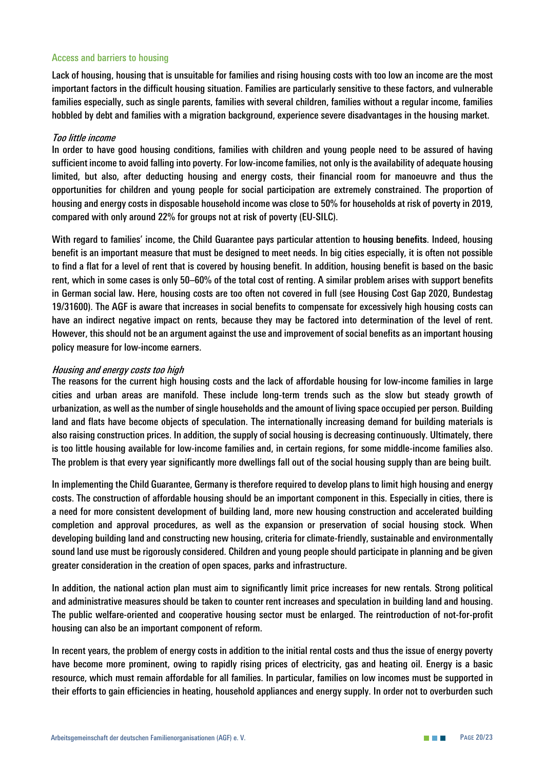### Access and barriers to housing

Lack of housing, housing that is unsuitable for families and rising housing costs with too low an income are the most important factors in the difficult housing situation. Families are particularly sensitive to these factors, and vulnerable families especially, such as single parents, families with several children, families without a regular income, families hobbled by debt and families with a migration background, experience severe disadvantages in the housing market.

#### *Too little income*

In order to have good housing conditions, families with children and young people need to be assured of having sufficient income to avoid falling into poverty. For low-income families, not only is the availability of adequate housing limited, but also, after deducting housing and energy costs, their financial room for manoeuvre and thus the opportunities for children and young people for social participation are extremely constrained. The proportion of housing and energy costs in disposable household income was close to 50% for households at risk of poverty in 2019, compared with only around 22% for groups not at risk of poverty (EU-SILC).

With regard to families' income, the Child Guarantee pays particular attention to **housing benefits**. Indeed, housing benefit is an important measure that must be designed to meet needs. In big cities especially, it is often not possible to find a flat for a level of rent that is covered by housing benefit. In addition, housing benefit is based on the basic rent, which in some cases is only 50–60% of the total cost of renting. A similar problem arises with support benefits in German social law. Here, housing costs are too often not covered in full (see Housing Cost Gap 2020, Bundestag 19/31600). The AGF is aware that increases in social benefits to compensate for excessively high housing costs can have an indirect negative impact on rents, because they may be factored into determination of the level of rent. However, this should not be an argument against the use and improvement of social benefits as an important housing policy measure for low-income earners.

#### *Housing and energy costs too high*

The reasons for the current high housing costs and the lack of affordable housing for low-income families in large cities and urban areas are manifold. These include long-term trends such as the slow but steady growth of urbanization, as well as the number of single households and the amount of living space occupied per person. Building land and flats have become objects of speculation. The internationally increasing demand for building materials is also raising construction prices. In addition, the supply of social housing is decreasing continuously. Ultimately, there is too little housing available for low-income families and, in certain regions, for some middle-income families also. The problem is that every year significantly more dwellings fall out of the social housing supply than are being built.

In implementing the Child Guarantee, Germany is therefore required to develop plans to limit high housing and energy costs. The construction of affordable housing should be an important component in this. Especially in cities, there is a need for more consistent development of building land, more new housing construction and accelerated building completion and approval procedures, as well as the expansion or preservation of social housing stock. When developing building land and constructing new housing, criteria for climate-friendly, sustainable and environmentally sound land use must be rigorously considered. Children and young people should participate in planning and be given greater consideration in the creation of open spaces, parks and infrastructure.

In addition, the national action plan must aim to significantly limit price increases for new rentals. Strong political and administrative measures should be taken to counter rent increases and speculation in building land and housing. The public welfare-oriented and cooperative housing sector must be enlarged. The reintroduction of not-for-profit housing can also be an important component of reform.

In recent years, the problem of energy costs in addition to the initial rental costs and thus the issue of energy poverty have become more prominent, owing to rapidly rising prices of electricity, gas and heating oil. Energy is a basic resource, which must remain affordable for all families. In particular, families on low incomes must be supported in their efforts to gain efficiencies in heating, household appliances and energy supply. In order not to overburden such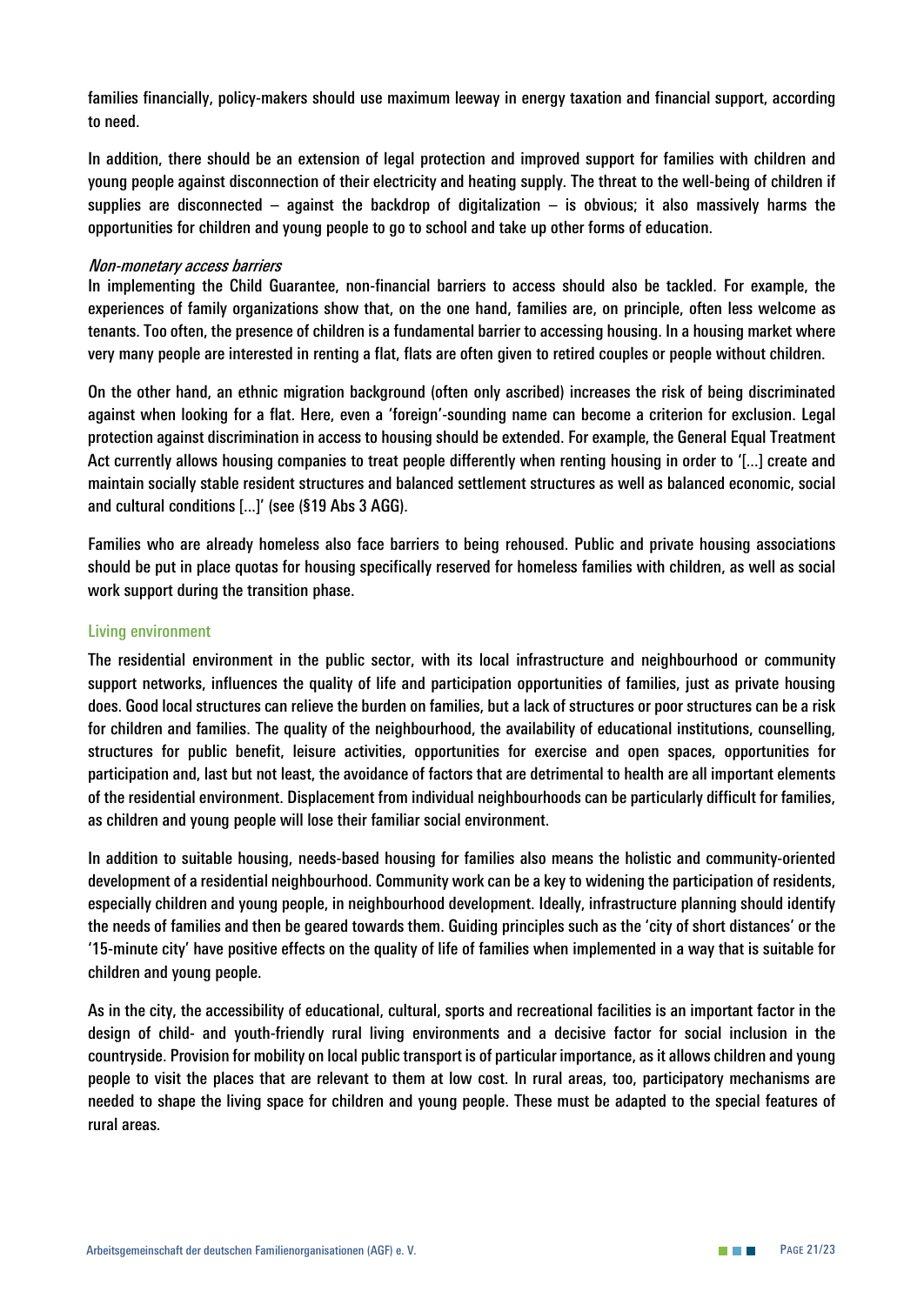families financially, policy-makers should use maximum leeway in energy taxation and financial support, according to need.

In addition, there should be an extension of legal protection and improved support for families with children and young people against disconnection of their electricity and heating supply. The threat to the well-being of children if supplies are disconnected – against the backdrop of digitalization – is obvious; it also massively harms the opportunities for children and young people to go to school and take up other forms of education.

*Non-monetary access barriers*

In implementing the Child Guarantee, non-financial barriers to access should also be tackled. For example, the experiences of family organizations show that, on the one hand, families are, on principle, often less welcome as tenants. Too often, the presence of children is a fundamental barrier to accessing housing. In a housing market where very many people are interested in renting a flat, flats are often given to retired couples or people without children.

On the other hand, an ethnic migration background (often only ascribed) increases the risk of being discriminated against when looking for a flat. Here, even a 'foreign'-sounding name can become a criterion for exclusion. Legal protection against discrimination in access to housing should be extended. For example, the General Equal Treatment Act currently allows housing companies to treat people differently when renting housing in order to '[...] create and maintain socially stable resident structures and balanced settlement structures as well as balanced economic, social and cultural conditions [...]' (see (§19 Abs 3 AGG).

Families who are already homeless also face barriers to being rehoused. Public and private housing associations should be put in place quotas for housing specifically reserved for homeless families with children, as well as social work support during the transition phase.

### Living environment

The residential environment in the public sector, with its local infrastructure and neighbourhood or community support networks, influences the quality of life and participation opportunities of families, just as private housing does. Good local structures can relieve the burden on families, but a lack of structures or poor structures can be a risk for children and families. The quality of the neighbourhood, the availability of educational institutions, counselling, structures for public benefit, leisure activities, opportunities for exercise and open spaces, opportunities for participation and, last but not least, the avoidance of factors that are detrimental to health are all important elements of the residential environment. Displacement from individual neighbourhoods can be particularly difficult for families, as children and young people will lose their familiar social environment.

In addition to suitable housing, needs-based housing for families also means the holistic and community-oriented development of a residential neighbourhood. Community work can be a key to widening the participation of residents, especially children and young people, in neighbourhood development. Ideally, infrastructure planning should identify the needs of families and then be geared towards them. Guiding principles such as the 'city of short distances' or the '15-minute city' have positive effects on the quality of life of families when implemented in a way that is suitable for children and young people.

As in the city, the accessibility of educational, cultural, sports and recreational facilities is an important factor in the design of child- and youth-friendly rural living environments and a decisive factor for social inclusion in the countryside. Provision for mobility on local public transport is of particular importance, as it allows children and young people to visit the places that are relevant to them at low cost. In rural areas, too, participatory mechanisms are needed to shape the living space for children and young people. These must be adapted to the special features of rural areas.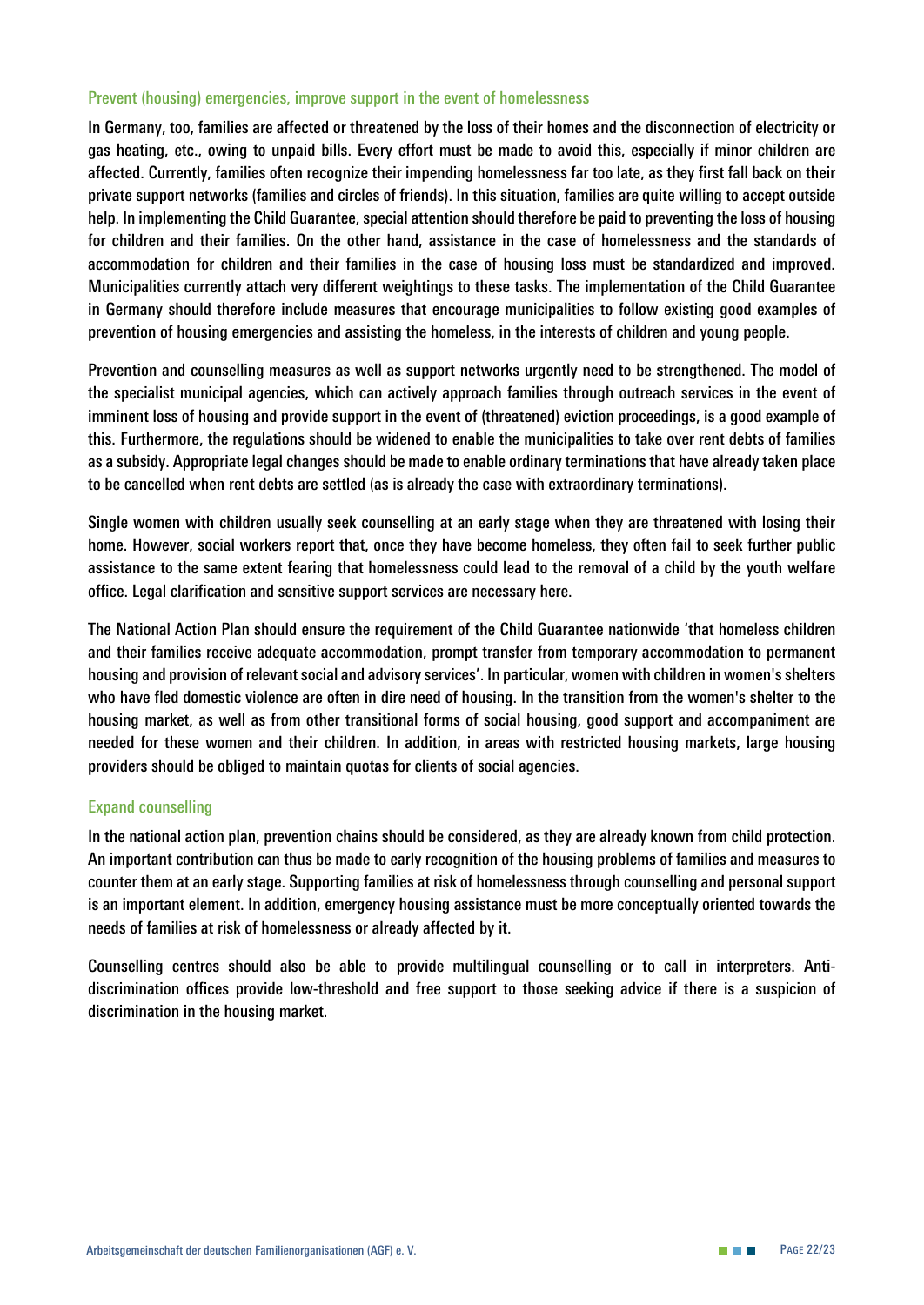### Prevent (housing) emergencies, improve support in the event of homelessness

In Germany, too, families are affected or threatened by the loss of their homes and the disconnection of electricity or gas heating, etc., owing to unpaid bills. Every effort must be made to avoid this, especially if minor children are affected. Currently, families often recognize their impending homelessness far too late, as they first fall back on their private support networks (families and circles of friends). In this situation, families are quite willing to accept outside help. In implementing the Child Guarantee, special attention should therefore be paid to preventing the loss of housing for children and their families. On the other hand, assistance in the case of homelessness and the standards of accommodation for children and their families in the case of housing loss must be standardized and improved. Municipalities currently attach very different weightings to these tasks. The implementation of the Child Guarantee in Germany should therefore include measures that encourage municipalities to follow existing good examples of prevention of housing emergencies and assisting the homeless, in the interests of children and young people.

Prevention and counselling measures as well as support networks urgently need to be strengthened. The model of the specialist municipal agencies, which can actively approach families through outreach services in the event of imminent loss of housing and provide support in the event of (threatened) eviction proceedings, is a good example of this. Furthermore, the regulations should be widened to enable the municipalities to take over rent debts of families as a subsidy. Appropriate legal changes should be made to enable ordinary terminations that have already taken place to be cancelled when rent debts are settled (as is already the case with extraordinary terminations).

Single women with children usually seek counselling at an early stage when they are threatened with losing their home. However, social workers report that, once they have become homeless, they often fail to seek further public assistance to the same extent fearing that homelessness could lead to the removal of a child by the youth welfare office. Legal clarification and sensitive support services are necessary here.

The National Action Plan should ensure the requirement of the Child Guarantee nationwide 'that homeless children and their families receive adequate accommodation, prompt transfer from temporary accommodation to permanent housing and provision of relevant social and advisory services'. In particular, women with children in women's shelters who have fled domestic violence are often in dire need of housing. In the transition from the women's shelter to the housing market, as well as from other transitional forms of social housing, good support and accompaniment are needed for these women and their children. In addition, in areas with restricted housing markets, large housing providers should be obliged to maintain quotas for clients of social agencies.

### Expand counselling

In the national action plan, prevention chains should be considered, as they are already known from child protection. An important contribution can thus be made to early recognition of the housing problems of families and measures to counter them at an early stage. Supporting families at risk of homelessness through counselling and personal support is an important element. In addition, emergency housing assistance must be more conceptually oriented towards the needs of families at risk of homelessness or already affected by it.

Counselling centres should also be able to provide multilingual counselling or to call in interpreters. Anti-discrimination offices provide low-threshold and free support to those seeking advice if there is a suspicion of discrimination in the housing market.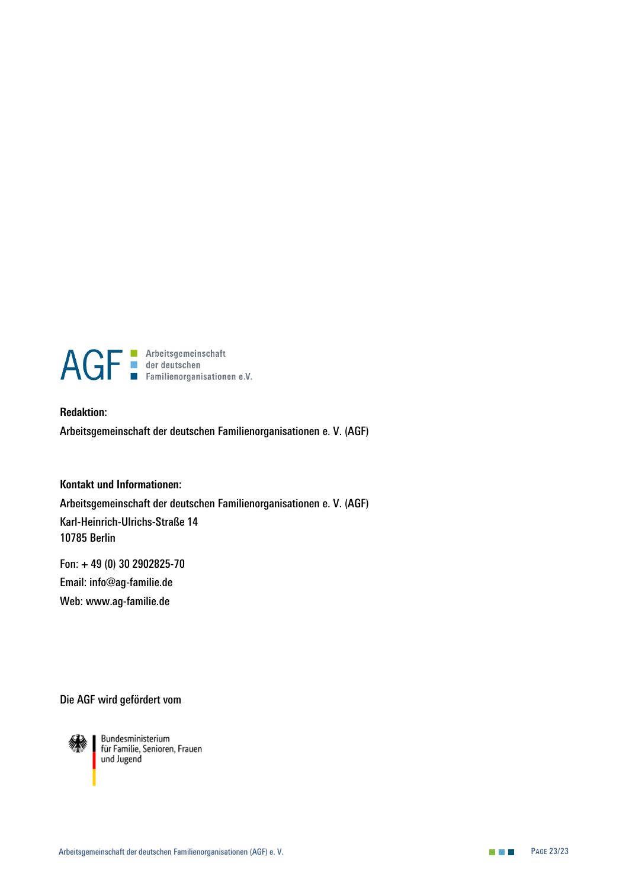AGF Arbeitsgemeinschaft der deutschen Familienorganisationen e.V.

**Redaktion:**

Arbeitsgemeinschaft der deutschen Familienorganisationen e. V. (AGF)

**Kontakt und Informationen:**

Arbeitsgemeinschaft der deutschen Familienorganisationen e. V. (AGF)
Karl-Heinrich-Ulrichs-Straße 14
10785 Berlin

Fon: + 49 (0) 30 2902825-70
Email: info@ag-familie.de
Web: www.ag-familie.de

Die AGF wird gefördert vom

Bundesministerium für Familie, Senioren, Frauen und Jugend